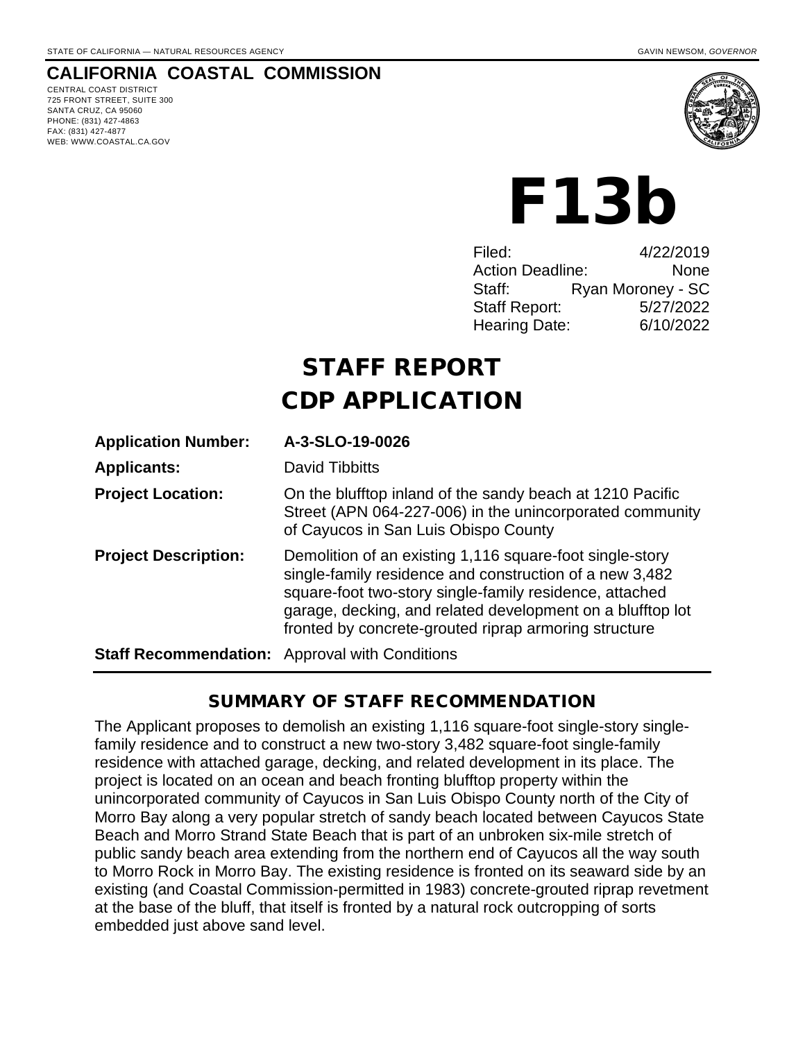STATE OF CALIFORNIA — NATURAL RESOURCES AGENCY GAVIN NEWSOM, *GOVERNOR*

**CALIFORNIA COASTAL COMMISSION**

CENTRAL COAST DISTRICT
725 FRONT STREET, SUITE 300
SANTA CRUZ, CA 95060
PHONE: (831) 427-4863
FAX: (831) 427-4877
WEB: WWW.COASTAL.CA.GOV

# F13b

| | |
|---|---|
| Filed: | 4/22/2019 |
| Action Deadline: | None |
| Staff: | Ryan Moroney - SC |
| Staff Report: | 5/27/2022 |
| Hearing Date: | 6/10/2022 |

# STAFF REPORT
# CDP APPLICATION

**Application Number:** **A-3-SLO-19-0026**

**Applicants:** David Tibbitts

**Project Location:** On the blufftop inland of the sandy beach at 1210 Pacific Street (APN 064-227-006) in the unincorporated community of Cayucos in San Luis Obispo County

**Project Description:** Demolition of an existing 1,116 square-foot single-story single-family residence and construction of a new 3,482 square-foot two-story single-family residence, attached garage, decking, and related development on a blufftop lot fronted by concrete-grouted riprap armoring structure

**Staff Recommendation:** Approval with Conditions

## SUMMARY OF STAFF RECOMMENDATION

The Applicant proposes to demolish an existing 1,116 square-foot single-story single-family residence and to construct a new two-story 3,482 square-foot single-family residence with attached garage, decking, and related development in its place. The project is located on an ocean and beach fronting blufftop property within the unincorporated community of Cayucos in San Luis Obispo County north of the City of Morro Bay along a very popular stretch of sandy beach located between Cayucos State Beach and Morro Strand State Beach that is part of an unbroken six-mile stretch of public sandy beach area extending from the northern end of Cayucos all the way south to Morro Rock in Morro Bay. The existing residence is fronted on its seaward side by an existing (and Coastal Commission-permitted in 1983) concrete-grouted riprap revetment at the base of the bluff, that itself is fronted by a natural rock outcropping of sorts embedded just above sand level.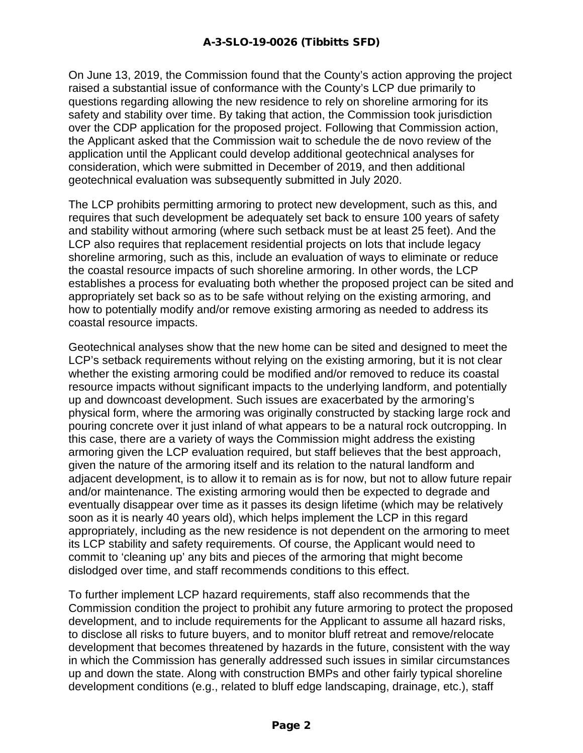On June 13, 2019, the Commission found that the County's action approving the project raised a substantial issue of conformance with the County's LCP due primarily to questions regarding allowing the new residence to rely on shoreline armoring for its safety and stability over time. By taking that action, the Commission took jurisdiction over the CDP application for the proposed project. Following that Commission action, the Applicant asked that the Commission wait to schedule the de novo review of the application until the Applicant could develop additional geotechnical analyses for consideration, which were submitted in December of 2019, and then additional geotechnical evaluation was subsequently submitted in July 2020.

The LCP prohibits permitting armoring to protect new development, such as this, and requires that such development be adequately set back to ensure 100 years of safety and stability without armoring (where such setback must be at least 25 feet). And the LCP also requires that replacement residential projects on lots that include legacy shoreline armoring, such as this, include an evaluation of ways to eliminate or reduce the coastal resource impacts of such shoreline armoring. In other words, the LCP establishes a process for evaluating both whether the proposed project can be sited and appropriately set back so as to be safe without relying on the existing armoring, and how to potentially modify and/or remove existing armoring as needed to address its coastal resource impacts.

Geotechnical analyses show that the new home can be sited and designed to meet the LCP's setback requirements without relying on the existing armoring, but it is not clear whether the existing armoring could be modified and/or removed to reduce its coastal resource impacts without significant impacts to the underlying landform, and potentially up and downcoast development. Such issues are exacerbated by the armoring's physical form, where the armoring was originally constructed by stacking large rock and pouring concrete over it just inland of what appears to be a natural rock outcropping. In this case, there are a variety of ways the Commission might address the existing armoring given the LCP evaluation required, but staff believes that the best approach, given the nature of the armoring itself and its relation to the natural landform and adjacent development, is to allow it to remain as is for now, but not to allow future repair and/or maintenance. The existing armoring would then be expected to degrade and eventually disappear over time as it passes its design lifetime (which may be relatively soon as it is nearly 40 years old), which helps implement the LCP in this regard appropriately, including as the new residence is not dependent on the armoring to meet its LCP stability and safety requirements. Of course, the Applicant would need to commit to 'cleaning up' any bits and pieces of the armoring that might become dislodged over time, and staff recommends conditions to this effect.

To further implement LCP hazard requirements, staff also recommends that the Commission condition the project to prohibit any future armoring to protect the proposed development, and to include requirements for the Applicant to assume all hazard risks, to disclose all risks to future buyers, and to monitor bluff retreat and remove/relocate development that becomes threatened by hazards in the future, consistent with the way in which the Commission has generally addressed such issues in similar circumstances up and down the state. Along with construction BMPs and other fairly typical shoreline development conditions (e.g., related to bluff edge landscaping, drainage, etc.), staff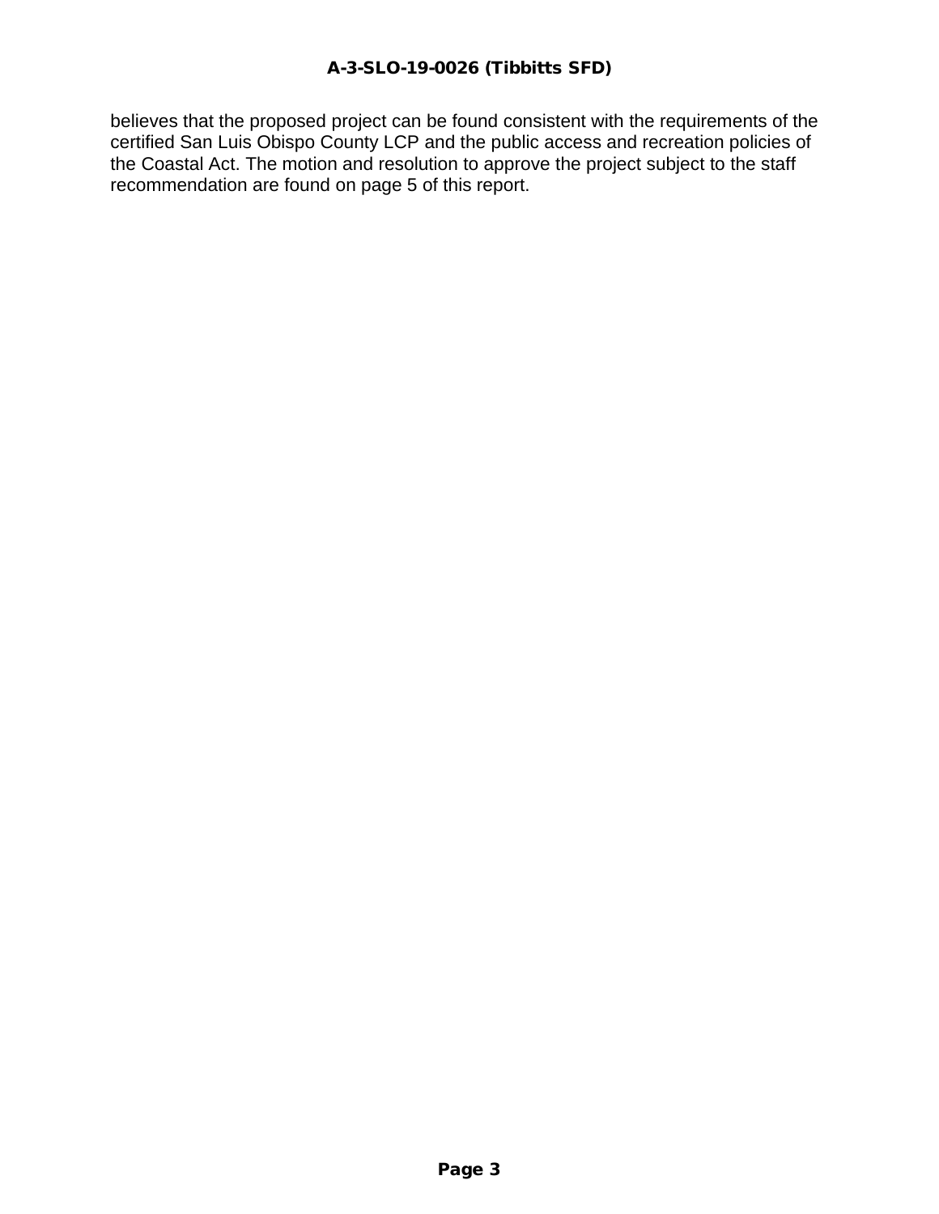believes that the proposed project can be found consistent with the requirements of the certified San Luis Obispo County LCP and the public access and recreation policies of the Coastal Act. The motion and resolution to approve the project subject to the staff recommendation are found on page 5 of this report.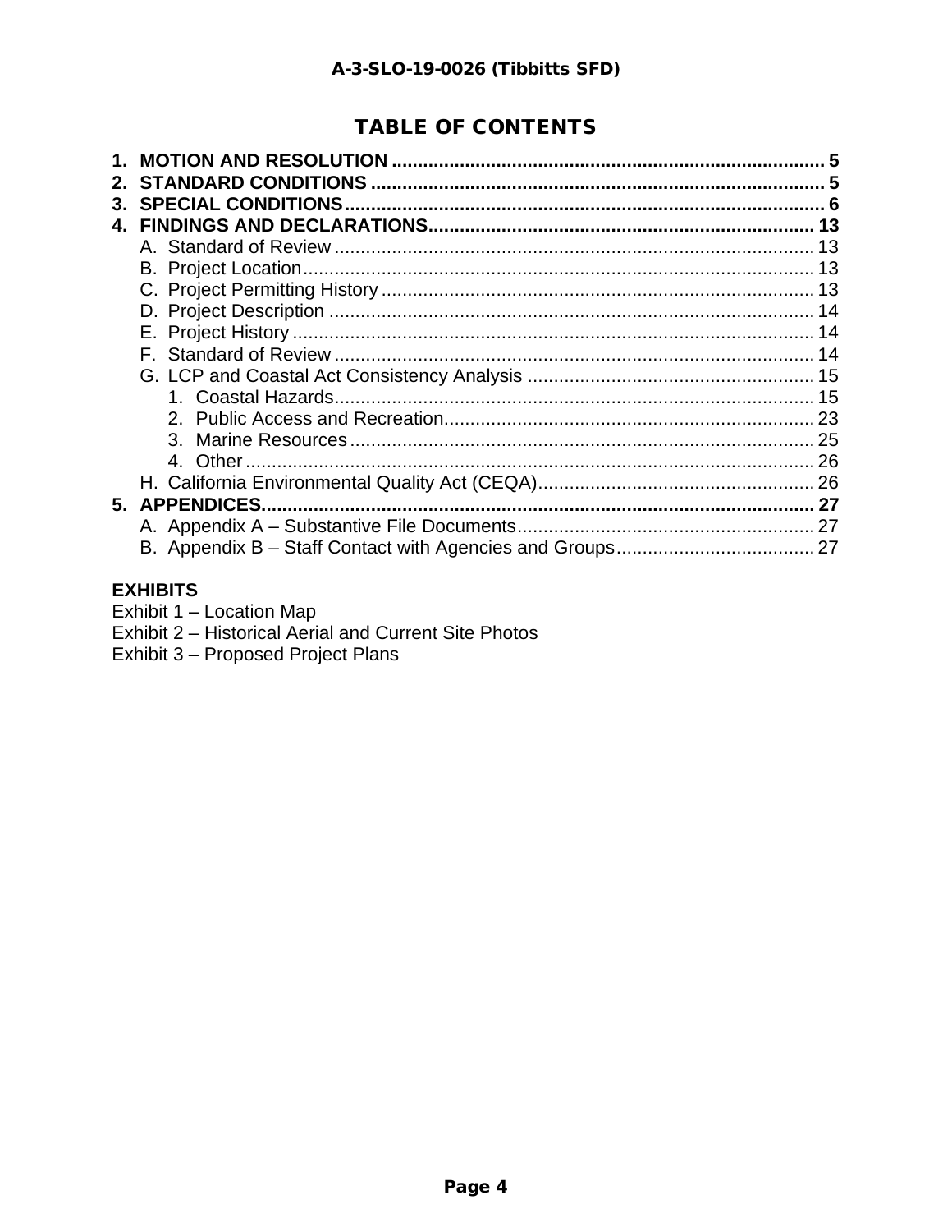# TABLE OF CONTENTS

**1. MOTION AND RESOLUTION** .......... **5**
**2. STANDARD CONDITIONS** .......... **5**
**3. SPECIAL CONDITIONS** .......... **6**
**4. FINDINGS AND DECLARATIONS** .......... **13**
- A. Standard of Review .......... 13
- B. Project Location .......... 13
- C. Project Permitting History .......... 13
- D. Project Description .......... 14
- E. Project History .......... 14
- F. Standard of Review .......... 14
- G. LCP and Coastal Act Consistency Analysis .......... 15
  - 1. Coastal Hazards .......... 15
  - 2. Public Access and Recreation .......... 23
  - 3. Marine Resources .......... 25
  - 4. Other .......... 26
- H. California Environmental Quality Act (CEQA) .......... 26

**5. APPENDICES** .......... **27**
- A. Appendix A – Substantive File Documents .......... 27
- B. Appendix B – Staff Contact with Agencies and Groups .......... 27

**EXHIBITS**

Exhibit 1 – Location Map
Exhibit 2 – Historical Aerial and Current Site Photos
Exhibit 3 – Proposed Project Plans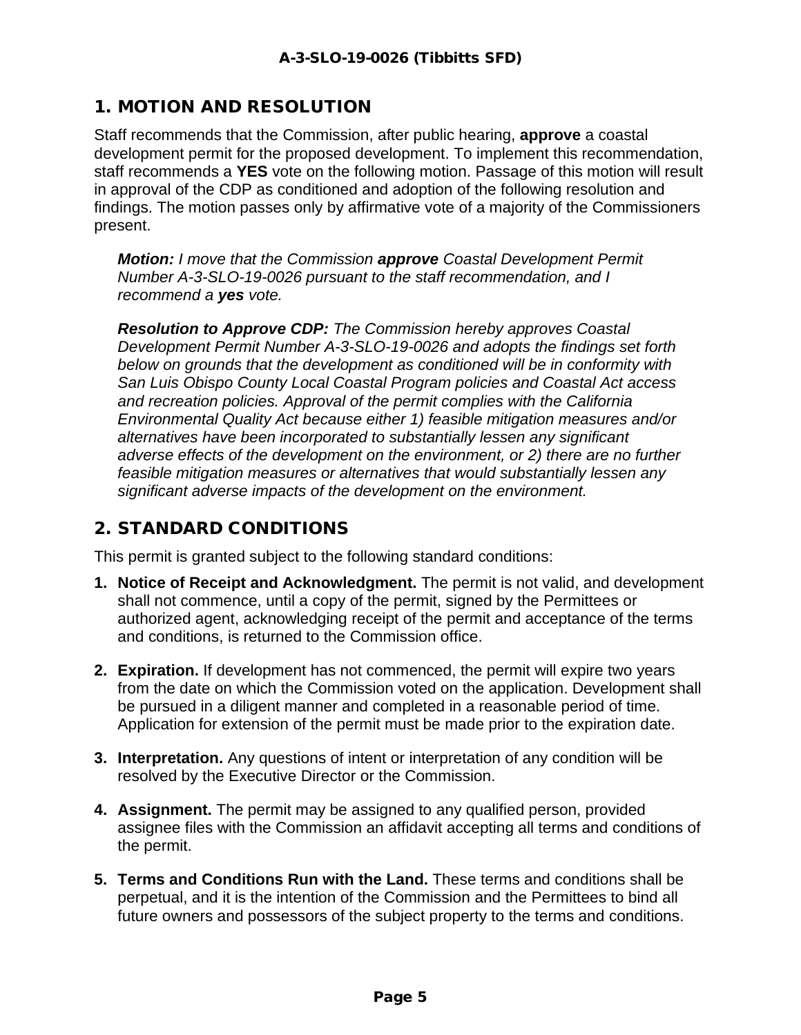## 1. MOTION AND RESOLUTION

Staff recommends that the Commission, after public hearing, **approve** a coastal development permit for the proposed development. To implement this recommendation, staff recommends a **YES** vote on the following motion. Passage of this motion will result in approval of the CDP as conditioned and adoption of the following resolution and findings. The motion passes only by affirmative vote of a majority of the Commissioners present.

> ***Motion:*** *I move that the Commission* ***approve*** *Coastal Development Permit Number A-3-SLO-19-0026 pursuant to the staff recommendation, and I recommend a* ***yes*** *vote.*
>
> ***Resolution to Approve CDP:*** *The Commission hereby approves Coastal Development Permit Number A-3-SLO-19-0026 and adopts the findings set forth below on grounds that the development as conditioned will be in conformity with San Luis Obispo County Local Coastal Program policies and Coastal Act access and recreation policies. Approval of the permit complies with the California Environmental Quality Act because either 1) feasible mitigation measures and/or alternatives have been incorporated to substantially lessen any significant adverse effects of the development on the environment, or 2) there are no further feasible mitigation measures or alternatives that would substantially lessen any significant adverse impacts of the development on the environment.*

## 2. STANDARD CONDITIONS

This permit is granted subject to the following standard conditions:

1. **Notice of Receipt and Acknowledgment.** The permit is not valid, and development shall not commence, until a copy of the permit, signed by the Permittees or authorized agent, acknowledging receipt of the permit and acceptance of the terms and conditions, is returned to the Commission office.

2. **Expiration.** If development has not commenced, the permit will expire two years from the date on which the Commission voted on the application. Development shall be pursued in a diligent manner and completed in a reasonable period of time. Application for extension of the permit must be made prior to the expiration date.

3. **Interpretation.** Any questions of intent or interpretation of any condition will be resolved by the Executive Director or the Commission.

4. **Assignment.** The permit may be assigned to any qualified person, provided assignee files with the Commission an affidavit accepting all terms and conditions of the permit.

5. **Terms and Conditions Run with the Land.** These terms and conditions shall be perpetual, and it is the intention of the Commission and the Permittees to bind all future owners and possessors of the subject property to the terms and conditions.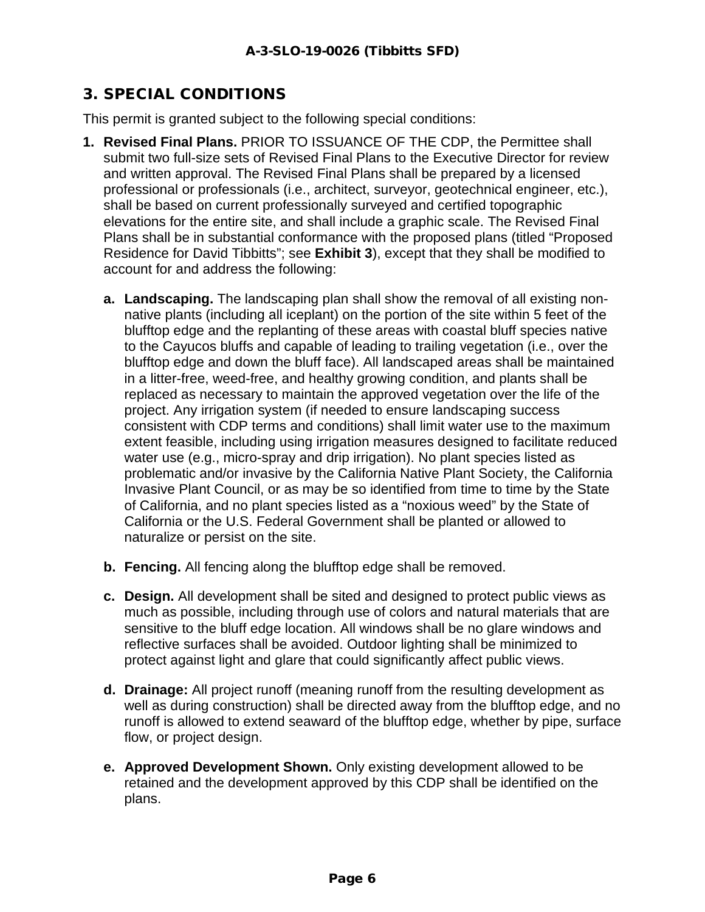## 3. SPECIAL CONDITIONS

This permit is granted subject to the following special conditions:

1. **Revised Final Plans.** PRIOR TO ISSUANCE OF THE CDP, the Permittee shall submit two full-size sets of Revised Final Plans to the Executive Director for review and written approval. The Revised Final Plans shall be prepared by a licensed professional or professionals (i.e., architect, surveyor, geotechnical engineer, etc.), shall be based on current professionally surveyed and certified topographic elevations for the entire site, and shall include a graphic scale. The Revised Final Plans shall be in substantial conformance with the proposed plans (titled "Proposed Residence for David Tibbitts"; see **Exhibit 3**), except that they shall be modified to account for and address the following:

   a. **Landscaping.** The landscaping plan shall show the removal of all existing non-native plants (including all iceplant) on the portion of the site within 5 feet of the blufftop edge and the replanting of these areas with coastal bluff species native to the Cayucos bluffs and capable of leading to trailing vegetation (i.e., over the blufftop edge and down the bluff face). All landscaped areas shall be maintained in a litter-free, weed-free, and healthy growing condition, and plants shall be replaced as necessary to maintain the approved vegetation over the life of the project. Any irrigation system (if needed to ensure landscaping success consistent with CDP terms and conditions) shall limit water use to the maximum extent feasible, including using irrigation measures designed to facilitate reduced water use (e.g., micro-spray and drip irrigation). No plant species listed as problematic and/or invasive by the California Native Plant Society, the California Invasive Plant Council, or as may be so identified from time to time by the State of California, and no plant species listed as a "noxious weed" by the State of California or the U.S. Federal Government shall be planted or allowed to naturalize or persist on the site.

   b. **Fencing.** All fencing along the blufftop edge shall be removed.

   c. **Design.** All development shall be sited and designed to protect public views as much as possible, including through use of colors and natural materials that are sensitive to the bluff edge location. All windows shall be no glare windows and reflective surfaces shall be avoided. Outdoor lighting shall be minimized to protect against light and glare that could significantly affect public views.

   d. **Drainage:** All project runoff (meaning runoff from the resulting development as well as during construction) shall be directed away from the blufftop edge, and no runoff is allowed to extend seaward of the blufftop edge, whether by pipe, surface flow, or project design.

   e. **Approved Development Shown.** Only existing development allowed to be retained and the development approved by this CDP shall be identified on the plans.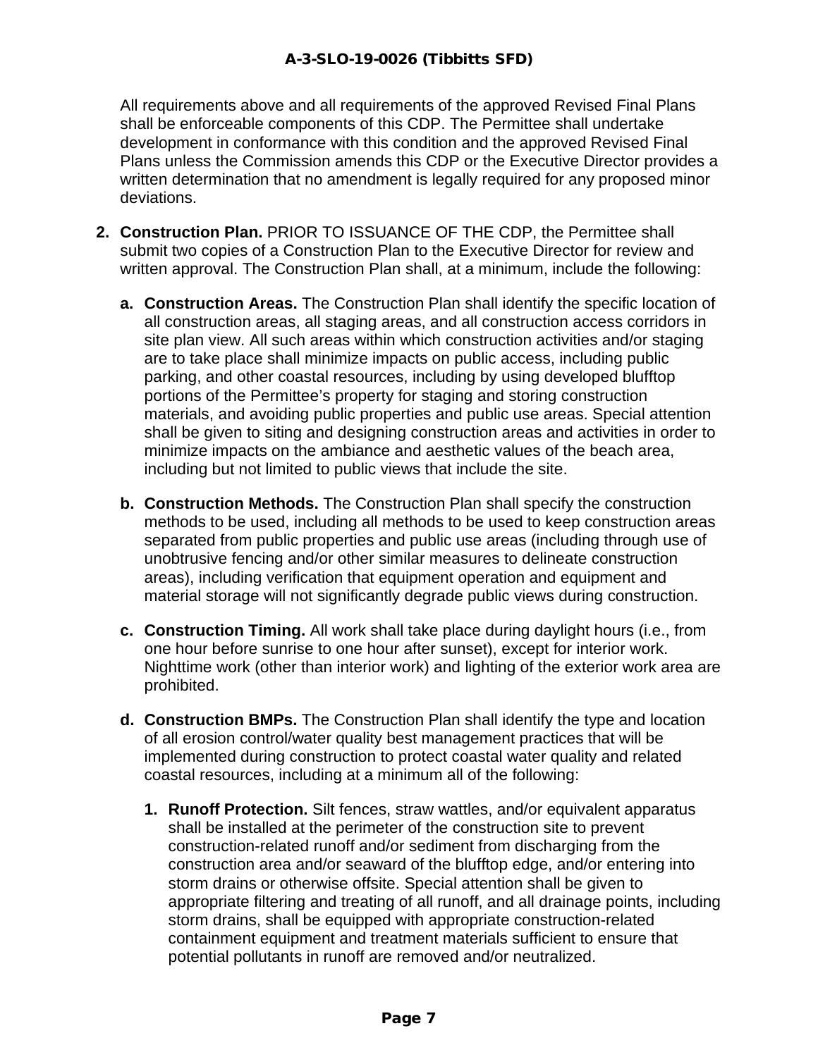All requirements above and all requirements of the approved Revised Final Plans shall be enforceable components of this CDP. The Permittee shall undertake development in conformance with this condition and the approved Revised Final Plans unless the Commission amends this CDP or the Executive Director provides a written determination that no amendment is legally required for any proposed minor deviations.

2. **Construction Plan.** PRIOR TO ISSUANCE OF THE CDP, the Permittee shall submit two copies of a Construction Plan to the Executive Director for review and written approval. The Construction Plan shall, at a minimum, include the following:

   a. **Construction Areas.** The Construction Plan shall identify the specific location of all construction areas, all staging areas, and all construction access corridors in site plan view. All such areas within which construction activities and/or staging are to take place shall minimize impacts on public access, including public parking, and other coastal resources, including by using developed blufftop portions of the Permittee's property for staging and storing construction materials, and avoiding public properties and public use areas. Special attention shall be given to siting and designing construction areas and activities in order to minimize impacts on the ambiance and aesthetic values of the beach area, including but not limited to public views that include the site.

   b. **Construction Methods.** The Construction Plan shall specify the construction methods to be used, including all methods to be used to keep construction areas separated from public properties and public use areas (including through use of unobtrusive fencing and/or other similar measures to delineate construction areas), including verification that equipment operation and equipment and material storage will not significantly degrade public views during construction.

   c. **Construction Timing.** All work shall take place during daylight hours (i.e., from one hour before sunrise to one hour after sunset), except for interior work. Nighttime work (other than interior work) and lighting of the exterior work area are prohibited.

   d. **Construction BMPs.** The Construction Plan shall identify the type and location of all erosion control/water quality best management practices that will be implemented during construction to protect coastal water quality and related coastal resources, including at a minimum all of the following:

      1. **Runoff Protection.** Silt fences, straw wattles, and/or equivalent apparatus shall be installed at the perimeter of the construction site to prevent construction-related runoff and/or sediment from discharging from the construction area and/or seaward of the blufftop edge, and/or entering into storm drains or otherwise offsite. Special attention shall be given to appropriate filtering and treating of all runoff, and all drainage points, including storm drains, shall be equipped with appropriate construction-related containment equipment and treatment materials sufficient to ensure that potential pollutants in runoff are removed and/or neutralized.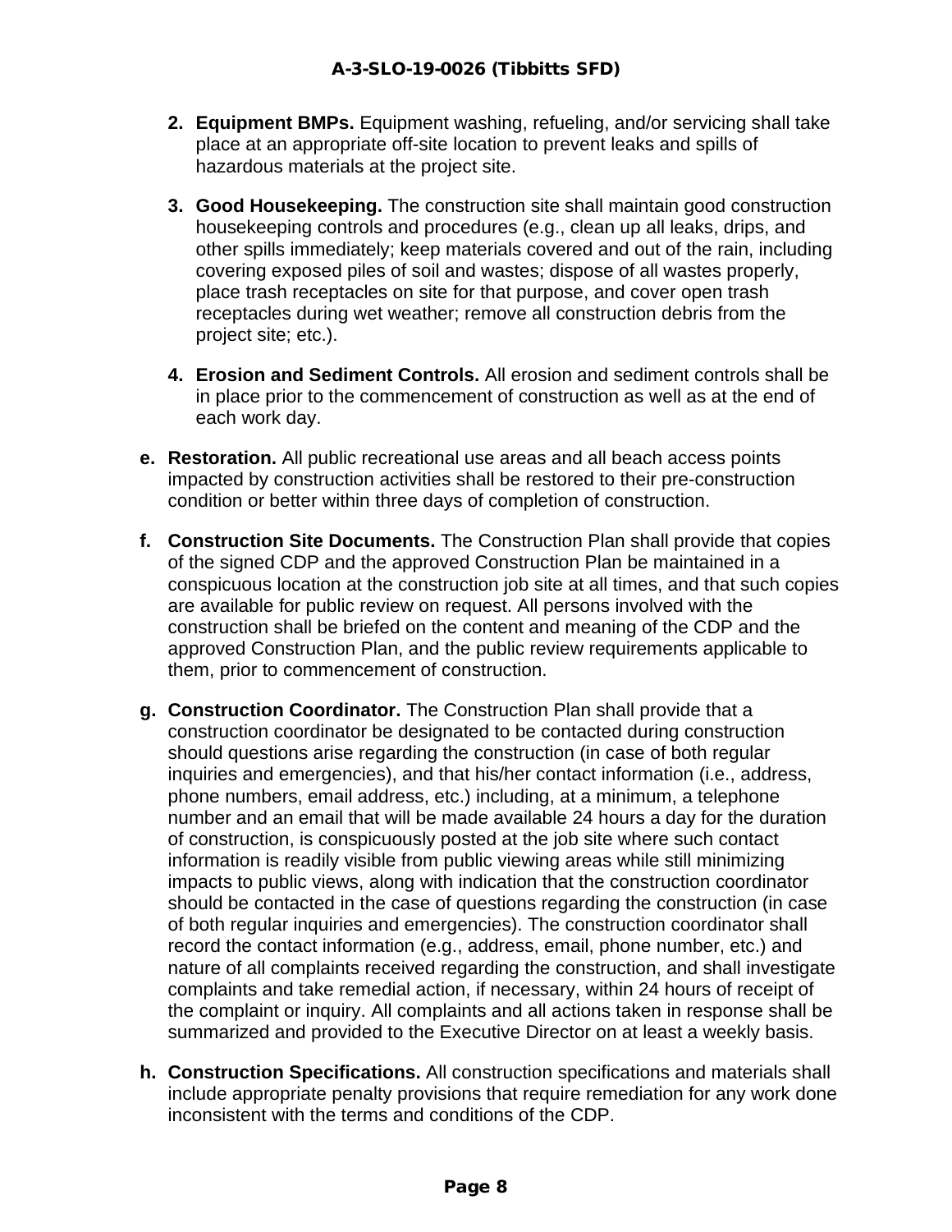2. **Equipment BMPs.** Equipment washing, refueling, and/or servicing shall take place at an appropriate off-site location to prevent leaks and spills of hazardous materials at the project site.

3. **Good Housekeeping.** The construction site shall maintain good construction housekeeping controls and procedures (e.g., clean up all leaks, drips, and other spills immediately; keep materials covered and out of the rain, including covering exposed piles of soil and wastes; dispose of all wastes properly, place trash receptacles on site for that purpose, and cover open trash receptacles during wet weather; remove all construction debris from the project site; etc.).

4. **Erosion and Sediment Controls.** All erosion and sediment controls shall be in place prior to the commencement of construction as well as at the end of each work day.

e. **Restoration.** All public recreational use areas and all beach access points impacted by construction activities shall be restored to their pre-construction condition or better within three days of completion of construction.

f. **Construction Site Documents.** The Construction Plan shall provide that copies of the signed CDP and the approved Construction Plan be maintained in a conspicuous location at the construction job site at all times, and that such copies are available for public review on request. All persons involved with the construction shall be briefed on the content and meaning of the CDP and the approved Construction Plan, and the public review requirements applicable to them, prior to commencement of construction.

g. **Construction Coordinator.** The Construction Plan shall provide that a construction coordinator be designated to be contacted during construction should questions arise regarding the construction (in case of both regular inquiries and emergencies), and that his/her contact information (i.e., address, phone numbers, email address, etc.) including, at a minimum, a telephone number and an email that will be made available 24 hours a day for the duration of construction, is conspicuously posted at the job site where such contact information is readily visible from public viewing areas while still minimizing impacts to public views, along with indication that the construction coordinator should be contacted in the case of questions regarding the construction (in case of both regular inquiries and emergencies). The construction coordinator shall record the contact information (e.g., address, email, phone number, etc.) and nature of all complaints received regarding the construction, and shall investigate complaints and take remedial action, if necessary, within 24 hours of receipt of the complaint or inquiry. All complaints and all actions taken in response shall be summarized and provided to the Executive Director on at least a weekly basis.

h. **Construction Specifications.** All construction specifications and materials shall include appropriate penalty provisions that require remediation for any work done inconsistent with the terms and conditions of the CDP.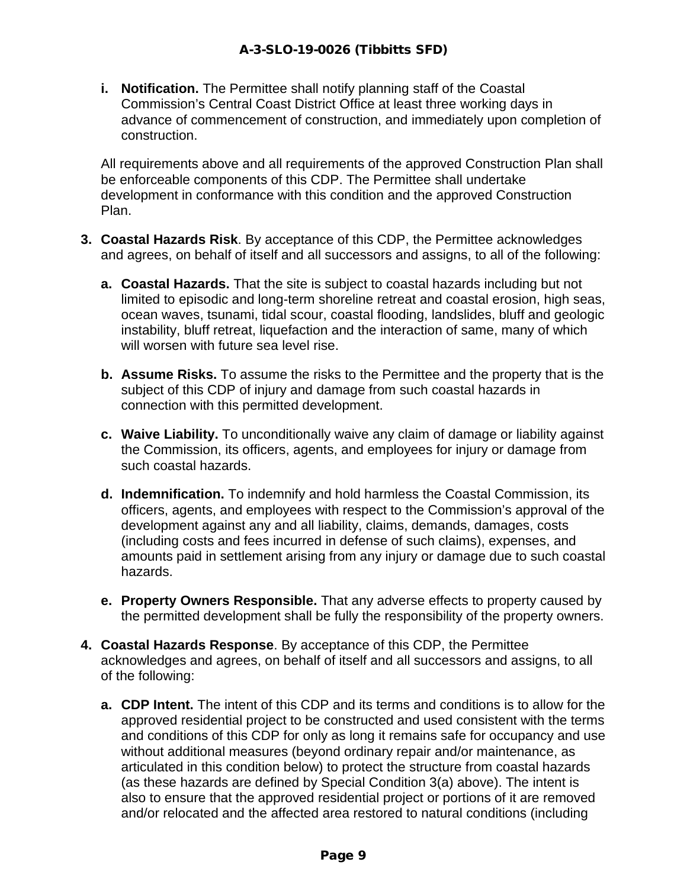i. **Notification.** The Permittee shall notify planning staff of the Coastal Commission's Central Coast District Office at least three working days in advance of commencement of construction, and immediately upon completion of construction.

All requirements above and all requirements of the approved Construction Plan shall be enforceable components of this CDP. The Permittee shall undertake development in conformance with this condition and the approved Construction Plan.

3. **Coastal Hazards Risk**. By acceptance of this CDP, the Permittee acknowledges and agrees, on behalf of itself and all successors and assigns, to all of the following:

   a. **Coastal Hazards.** That the site is subject to coastal hazards including but not limited to episodic and long-term shoreline retreat and coastal erosion, high seas, ocean waves, tsunami, tidal scour, coastal flooding, landslides, bluff and geologic instability, bluff retreat, liquefaction and the interaction of same, many of which will worsen with future sea level rise.

   b. **Assume Risks.** To assume the risks to the Permittee and the property that is the subject of this CDP of injury and damage from such coastal hazards in connection with this permitted development.

   c. **Waive Liability.** To unconditionally waive any claim of damage or liability against the Commission, its officers, agents, and employees for injury or damage from such coastal hazards.

   d. **Indemnification.** To indemnify and hold harmless the Coastal Commission, its officers, agents, and employees with respect to the Commission's approval of the development against any and all liability, claims, demands, damages, costs (including costs and fees incurred in defense of such claims), expenses, and amounts paid in settlement arising from any injury or damage due to such coastal hazards.

   e. **Property Owners Responsible.** That any adverse effects to property caused by the permitted development shall be fully the responsibility of the property owners.

4. **Coastal Hazards Response**. By acceptance of this CDP, the Permittee acknowledges and agrees, on behalf of itself and all successors and assigns, to all of the following:

   a. **CDP Intent.** The intent of this CDP and its terms and conditions is to allow for the approved residential project to be constructed and used consistent with the terms and conditions of this CDP for only as long it remains safe for occupancy and use without additional measures (beyond ordinary repair and/or maintenance, as articulated in this condition below) to protect the structure from coastal hazards (as these hazards are defined by Special Condition 3(a) above). The intent is also to ensure that the approved residential project or portions of it are removed and/or relocated and the affected area restored to natural conditions (including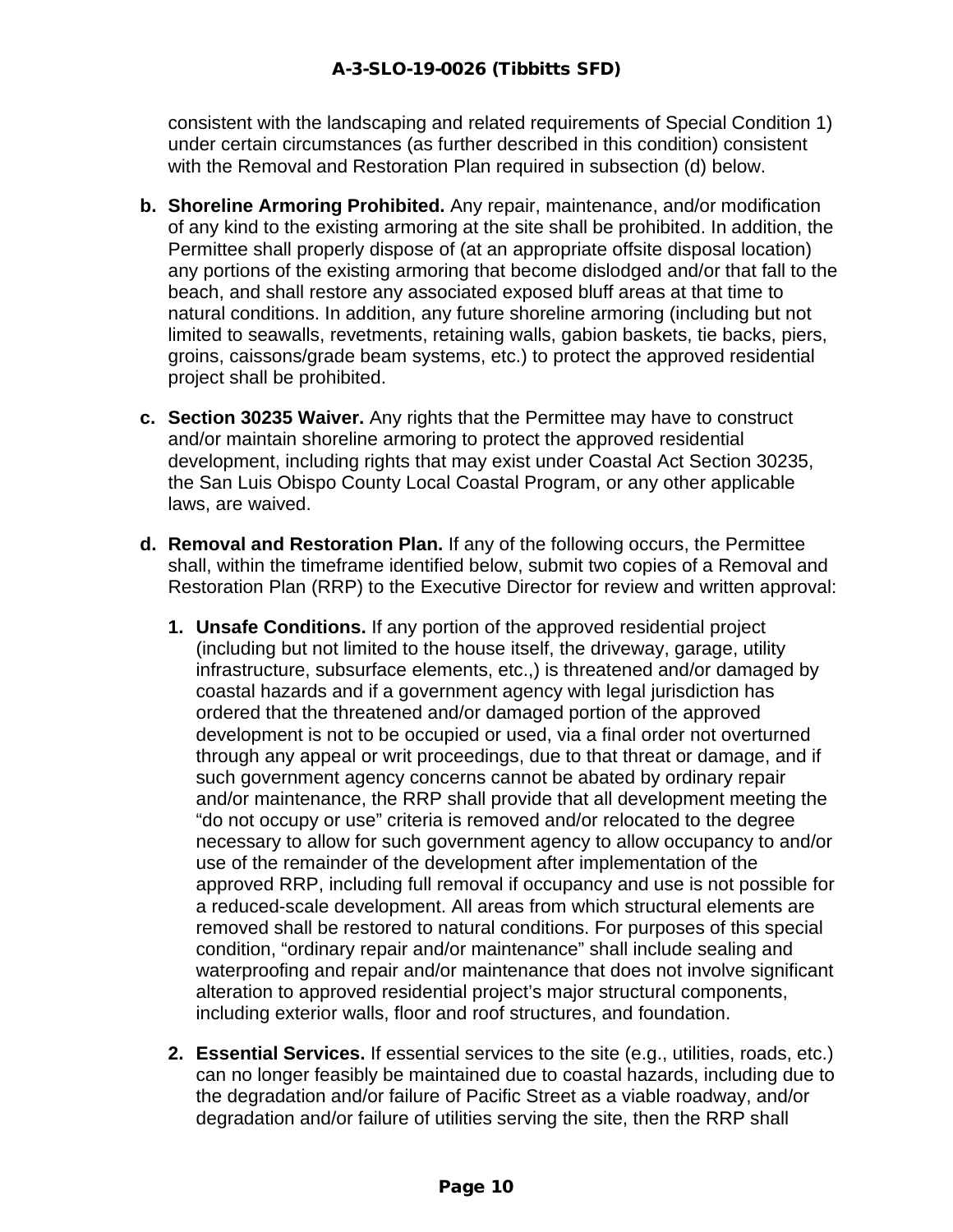consistent with the landscaping and related requirements of Special Condition 1) under certain circumstances (as further described in this condition) consistent with the Removal and Restoration Plan required in subsection (d) below.

**b. Shoreline Armoring Prohibited.** Any repair, maintenance, and/or modification of any kind to the existing armoring at the site shall be prohibited. In addition, the Permittee shall properly dispose of (at an appropriate offsite disposal location) any portions of the existing armoring that become dislodged and/or that fall to the beach, and shall restore any associated exposed bluff areas at that time to natural conditions. In addition, any future shoreline armoring (including but not limited to seawalls, revetments, retaining walls, gabion baskets, tie backs, piers, groins, caissons/grade beam systems, etc.) to protect the approved residential project shall be prohibited.

**c. Section 30235 Waiver.** Any rights that the Permittee may have to construct and/or maintain shoreline armoring to protect the approved residential development, including rights that may exist under Coastal Act Section 30235, the San Luis Obispo County Local Coastal Program, or any other applicable laws, are waived.

**d. Removal and Restoration Plan.** If any of the following occurs, the Permittee shall, within the timeframe identified below, submit two copies of a Removal and Restoration Plan (RRP) to the Executive Director for review and written approval:

1. **Unsafe Conditions.** If any portion of the approved residential project (including but not limited to the house itself, the driveway, garage, utility infrastructure, subsurface elements, etc.,) is threatened and/or damaged by coastal hazards and if a government agency with legal jurisdiction has ordered that the threatened and/or damaged portion of the approved development is not to be occupied or used, via a final order not overturned through any appeal or writ proceedings, due to that threat or damage, and if such government agency concerns cannot be abated by ordinary repair and/or maintenance, the RRP shall provide that all development meeting the "do not occupy or use" criteria is removed and/or relocated to the degree necessary to allow for such government agency to allow occupancy to and/or use of the remainder of the development after implementation of the approved RRP, including full removal if occupancy and use is not possible for a reduced-scale development. All areas from which structural elements are removed shall be restored to natural conditions. For purposes of this special condition, "ordinary repair and/or maintenance" shall include sealing and waterproofing and repair and/or maintenance that does not involve significant alteration to approved residential project's major structural components, including exterior walls, floor and roof structures, and foundation.

2. **Essential Services.** If essential services to the site (e.g., utilities, roads, etc.) can no longer feasibly be maintained due to coastal hazards, including due to the degradation and/or failure of Pacific Street as a viable roadway, and/or degradation and/or failure of utilities serving the site, then the RRP shall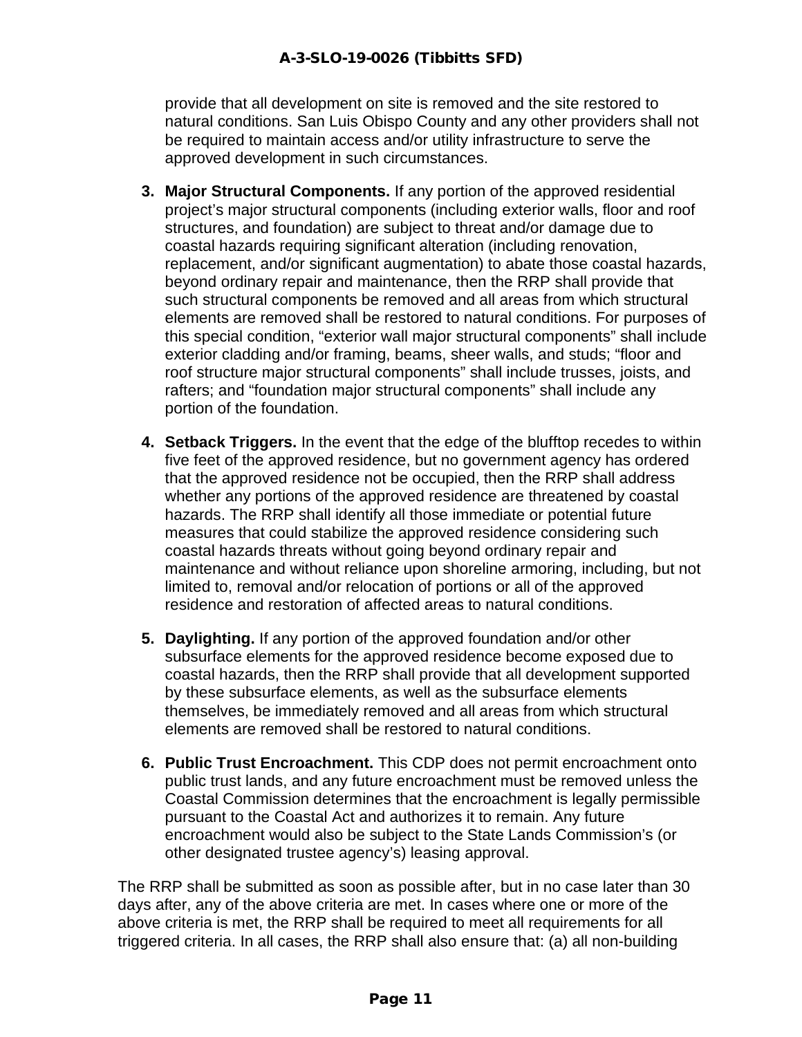provide that all development on site is removed and the site restored to natural conditions. San Luis Obispo County and any other providers shall not be required to maintain access and/or utility infrastructure to serve the approved development in such circumstances.

3. **Major Structural Components.** If any portion of the approved residential project's major structural components (including exterior walls, floor and roof structures, and foundation) are subject to threat and/or damage due to coastal hazards requiring significant alteration (including renovation, replacement, and/or significant augmentation) to abate those coastal hazards, beyond ordinary repair and maintenance, then the RRP shall provide that such structural components be removed and all areas from which structural elements are removed shall be restored to natural conditions. For purposes of this special condition, "exterior wall major structural components" shall include exterior cladding and/or framing, beams, sheer walls, and studs; "floor and roof structure major structural components" shall include trusses, joists, and rafters; and "foundation major structural components" shall include any portion of the foundation.

4. **Setback Triggers.** In the event that the edge of the blufftop recedes to within five feet of the approved residence, but no government agency has ordered that the approved residence not be occupied, then the RRP shall address whether any portions of the approved residence are threatened by coastal hazards. The RRP shall identify all those immediate or potential future measures that could stabilize the approved residence considering such coastal hazards threats without going beyond ordinary repair and maintenance and without reliance upon shoreline armoring, including, but not limited to, removal and/or relocation of portions or all of the approved residence and restoration of affected areas to natural conditions.

5. **Daylighting.** If any portion of the approved foundation and/or other subsurface elements for the approved residence become exposed due to coastal hazards, then the RRP shall provide that all development supported by these subsurface elements, as well as the subsurface elements themselves, be immediately removed and all areas from which structural elements are removed shall be restored to natural conditions.

6. **Public Trust Encroachment.** This CDP does not permit encroachment onto public trust lands, and any future encroachment must be removed unless the Coastal Commission determines that the encroachment is legally permissible pursuant to the Coastal Act and authorizes it to remain. Any future encroachment would also be subject to the State Lands Commission's (or other designated trustee agency's) leasing approval.

The RRP shall be submitted as soon as possible after, but in no case later than 30 days after, any of the above criteria are met. In cases where one or more of the above criteria is met, the RRP shall be required to meet all requirements for all triggered criteria. In all cases, the RRP shall also ensure that: (a) all non-building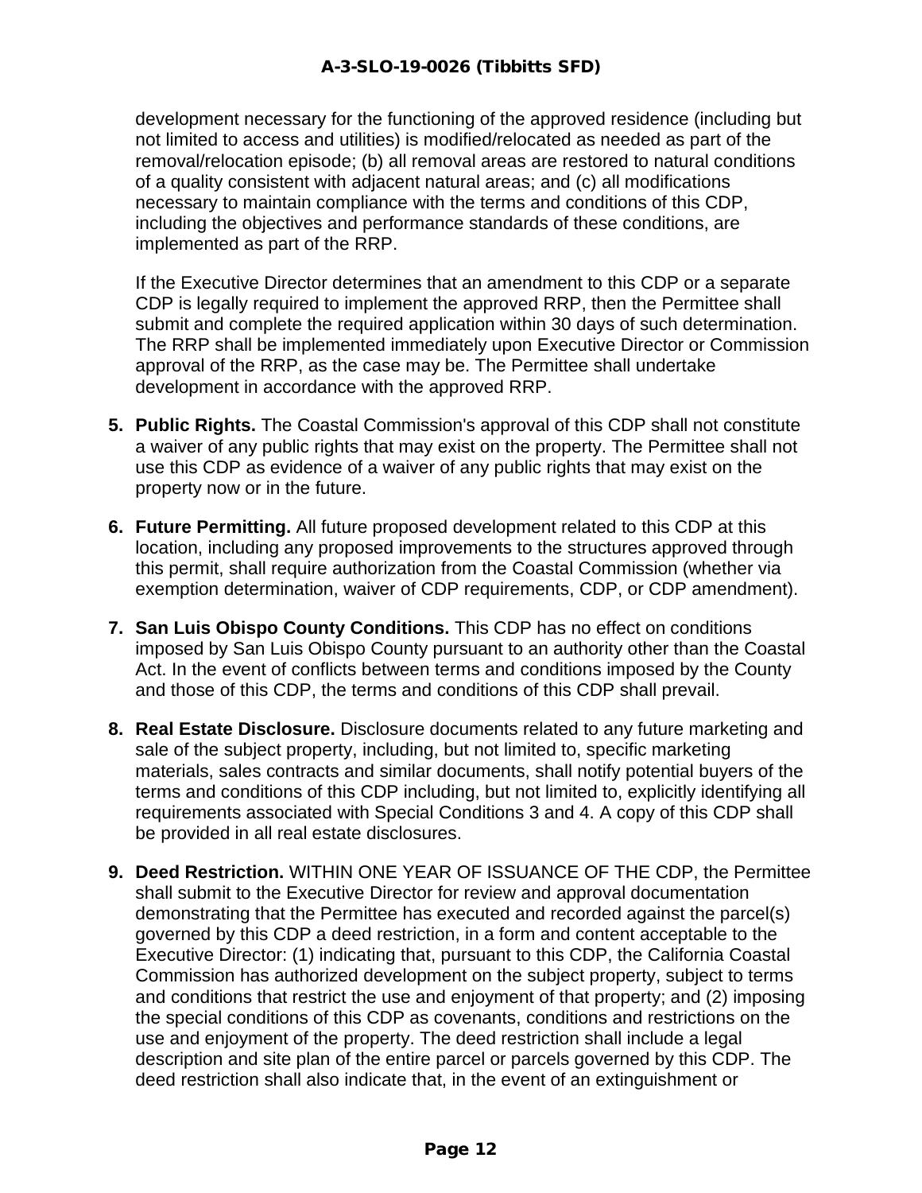development necessary for the functioning of the approved residence (including but not limited to access and utilities) is modified/relocated as needed as part of the removal/relocation episode; (b) all removal areas are restored to natural conditions of a quality consistent with adjacent natural areas; and (c) all modifications necessary to maintain compliance with the terms and conditions of this CDP, including the objectives and performance standards of these conditions, are implemented as part of the RRP.

If the Executive Director determines that an amendment to this CDP or a separate CDP is legally required to implement the approved RRP, then the Permittee shall submit and complete the required application within 30 days of such determination. The RRP shall be implemented immediately upon Executive Director or Commission approval of the RRP, as the case may be. The Permittee shall undertake development in accordance with the approved RRP.

5. **Public Rights.** The Coastal Commission's approval of this CDP shall not constitute a waiver of any public rights that may exist on the property. The Permittee shall not use this CDP as evidence of a waiver of any public rights that may exist on the property now or in the future.

6. **Future Permitting.** All future proposed development related to this CDP at this location, including any proposed improvements to the structures approved through this permit, shall require authorization from the Coastal Commission (whether via exemption determination, waiver of CDP requirements, CDP, or CDP amendment).

7. **San Luis Obispo County Conditions.** This CDP has no effect on conditions imposed by San Luis Obispo County pursuant to an authority other than the Coastal Act. In the event of conflicts between terms and conditions imposed by the County and those of this CDP, the terms and conditions of this CDP shall prevail.

8. **Real Estate Disclosure.** Disclosure documents related to any future marketing and sale of the subject property, including, but not limited to, specific marketing materials, sales contracts and similar documents, shall notify potential buyers of the terms and conditions of this CDP including, but not limited to, explicitly identifying all requirements associated with Special Conditions 3 and 4. A copy of this CDP shall be provided in all real estate disclosures.

9. **Deed Restriction.** WITHIN ONE YEAR OF ISSUANCE OF THE CDP, the Permittee shall submit to the Executive Director for review and approval documentation demonstrating that the Permittee has executed and recorded against the parcel(s) governed by this CDP a deed restriction, in a form and content acceptable to the Executive Director: (1) indicating that, pursuant to this CDP, the California Coastal Commission has authorized development on the subject property, subject to terms and conditions that restrict the use and enjoyment of that property; and (2) imposing the special conditions of this CDP as covenants, conditions and restrictions on the use and enjoyment of the property. The deed restriction shall include a legal description and site plan of the entire parcel or parcels governed by this CDP. The deed restriction shall also indicate that, in the event of an extinguishment or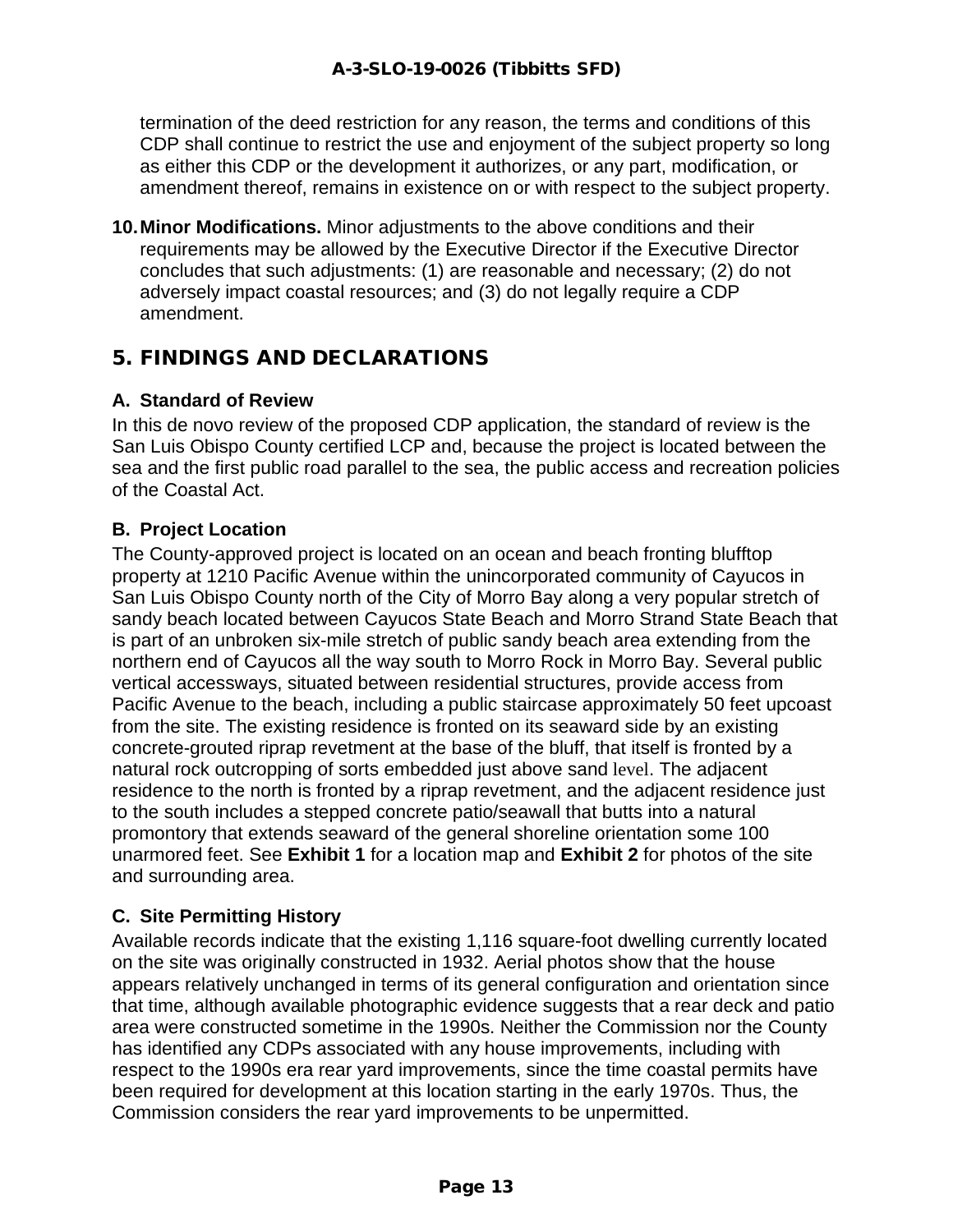termination of the deed restriction for any reason, the terms and conditions of this CDP shall continue to restrict the use and enjoyment of the subject property so long as either this CDP or the development it authorizes, or any part, modification, or amendment thereof, remains in existence on or with respect to the subject property.

10. **Minor Modifications.** Minor adjustments to the above conditions and their requirements may be allowed by the Executive Director if the Executive Director concludes that such adjustments: (1) are reasonable and necessary; (2) do not adversely impact coastal resources; and (3) do not legally require a CDP amendment.

## 5. FINDINGS AND DECLARATIONS

### A. Standard of Review

In this de novo review of the proposed CDP application, the standard of review is the San Luis Obispo County certified LCP and, because the project is located between the sea and the first public road parallel to the sea, the public access and recreation policies of the Coastal Act.

### B. Project Location

The County-approved project is located on an ocean and beach fronting blufftop property at 1210 Pacific Avenue within the unincorporated community of Cayucos in San Luis Obispo County north of the City of Morro Bay along a very popular stretch of sandy beach located between Cayucos State Beach and Morro Strand State Beach that is part of an unbroken six-mile stretch of public sandy beach area extending from the northern end of Cayucos all the way south to Morro Rock in Morro Bay. Several public vertical accessways, situated between residential structures, provide access from Pacific Avenue to the beach, including a public staircase approximately 50 feet upcoast from the site. The existing residence is fronted on its seaward side by an existing concrete-grouted riprap revetment at the base of the bluff, that itself is fronted by a natural rock outcropping of sorts embedded just above sand level. The adjacent residence to the north is fronted by a riprap revetment, and the adjacent residence just to the south includes a stepped concrete patio/seawall that butts into a natural promontory that extends seaward of the general shoreline orientation some 100 unarmored feet. See **Exhibit 1** for a location map and **Exhibit 2** for photos of the site and surrounding area.

### C. Site Permitting History

Available records indicate that the existing 1,116 square-foot dwelling currently located on the site was originally constructed in 1932. Aerial photos show that the house appears relatively unchanged in terms of its general configuration and orientation since that time, although available photographic evidence suggests that a rear deck and patio area were constructed sometime in the 1990s. Neither the Commission nor the County has identified any CDPs associated with any house improvements, including with respect to the 1990s era rear yard improvements, since the time coastal permits have been required for development at this location starting in the early 1970s. Thus, the Commission considers the rear yard improvements to be unpermitted.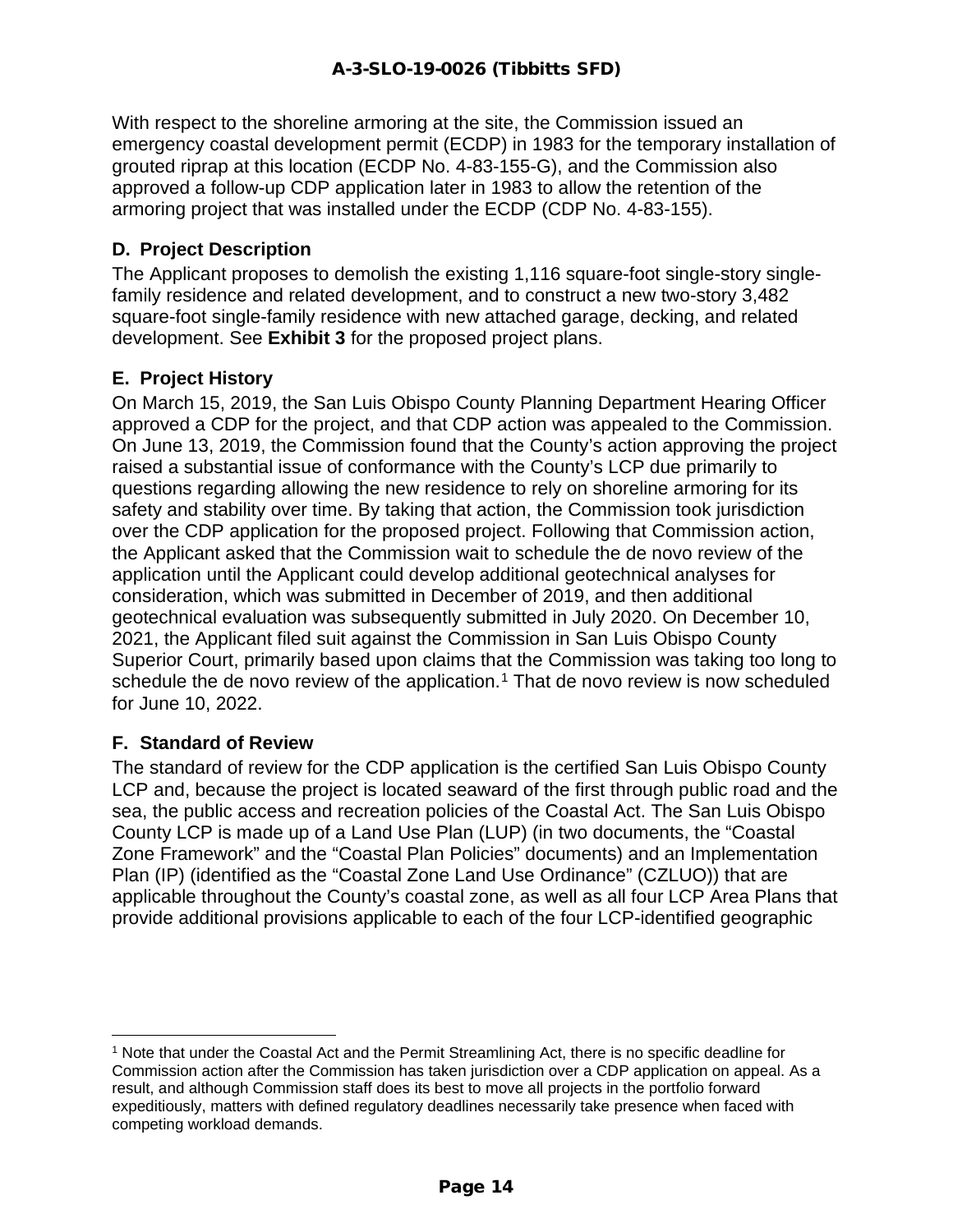With respect to the shoreline armoring at the site, the Commission issued an emergency coastal development permit (ECDP) in 1983 for the temporary installation of grouted riprap at this location (ECDP No. 4-83-155-G), and the Commission also approved a follow-up CDP application later in 1983 to allow the retention of the armoring project that was installed under the ECDP (CDP No. 4-83-155).

### D. Project Description

The Applicant proposes to demolish the existing 1,116 square-foot single-story single-family residence and related development, and to construct a new two-story 3,482 square-foot single-family residence with new attached garage, decking, and related development. See **Exhibit 3** for the proposed project plans.

### E. Project History

On March 15, 2019, the San Luis Obispo County Planning Department Hearing Officer approved a CDP for the project, and that CDP action was appealed to the Commission. On June 13, 2019, the Commission found that the County's action approving the project raised a substantial issue of conformance with the County's LCP due primarily to questions regarding allowing the new residence to rely on shoreline armoring for its safety and stability over time. By taking that action, the Commission took jurisdiction over the CDP application for the proposed project. Following that Commission action, the Applicant asked that the Commission wait to schedule the de novo review of the application until the Applicant could develop additional geotechnical analyses for consideration, which was submitted in December of 2019, and then additional geotechnical evaluation was subsequently submitted in July 2020. On December 10, 2021, the Applicant filed suit against the Commission in San Luis Obispo County Superior Court, primarily based upon claims that the Commission was taking too long to schedule the de novo review of the application.[1] That de novo review is now scheduled for June 10, 2022.

### F. Standard of Review

The standard of review for the CDP application is the certified San Luis Obispo County LCP and, because the project is located seaward of the first through public road and the sea, the public access and recreation policies of the Coastal Act. The San Luis Obispo County LCP is made up of a Land Use Plan (LUP) (in two documents, the "Coastal Zone Framework" and the "Coastal Plan Policies" documents) and an Implementation Plan (IP) (identified as the "Coastal Zone Land Use Ordinance" (CZLUO)) that are applicable throughout the County's coastal zone, as well as all four LCP Area Plans that provide additional provisions applicable to each of the four LCP-identified geographic

---

[1] Note that under the Coastal Act and the Permit Streamlining Act, there is no specific deadline for Commission action after the Commission has taken jurisdiction over a CDP application on appeal. As a result, and although Commission staff does its best to move all projects in the portfolio forward expeditiously, matters with defined regulatory deadlines necessarily take presence when faced with competing workload demands.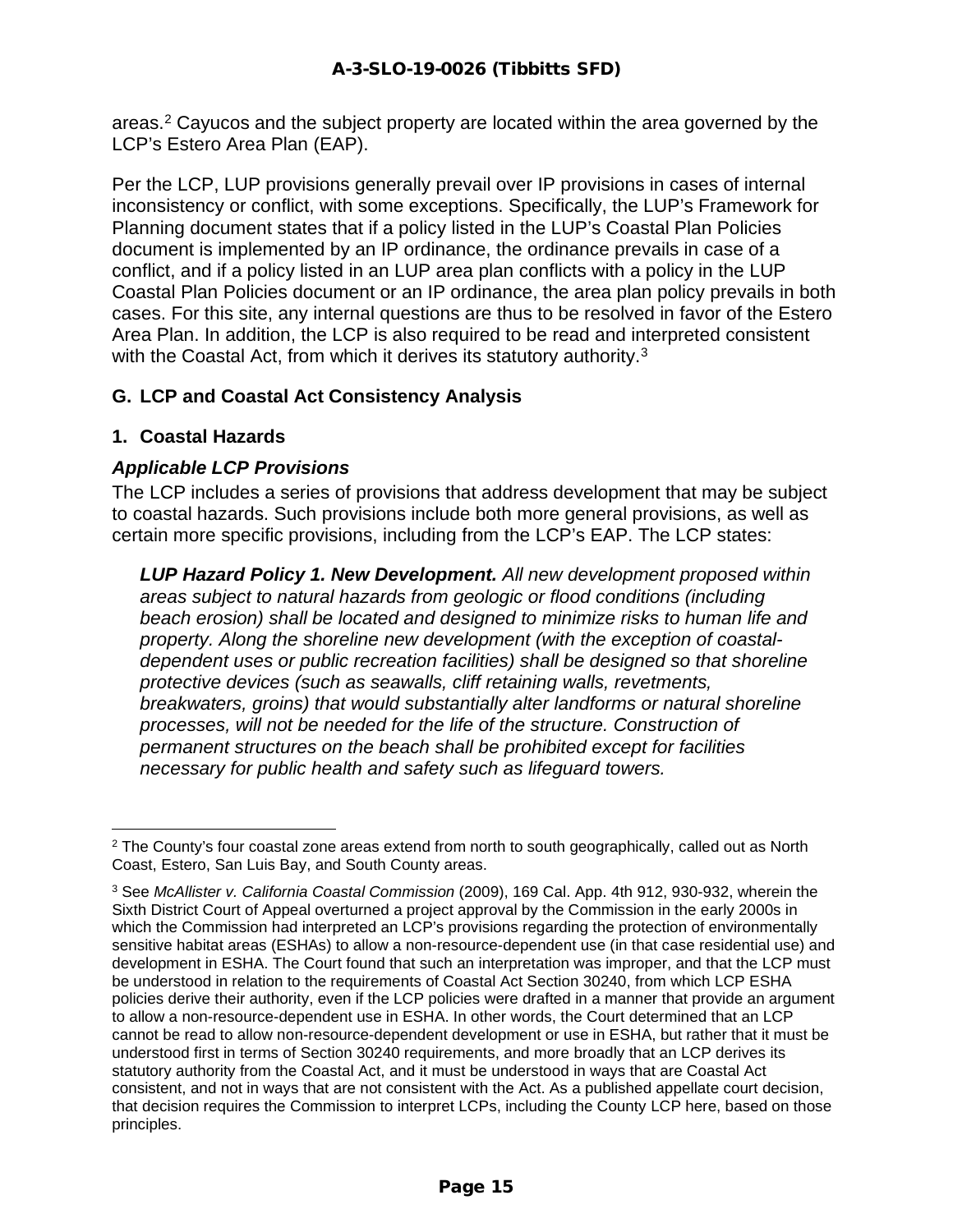areas.[2] Cayucos and the subject property are located within the area governed by the LCP's Estero Area Plan (EAP).

Per the LCP, LUP provisions generally prevail over IP provisions in cases of internal inconsistency or conflict, with some exceptions. Specifically, the LUP's Framework for Planning document states that if a policy listed in the LUP's Coastal Plan Policies document is implemented by an IP ordinance, the ordinance prevails in case of a conflict, and if a policy listed in an LUP area plan conflicts with a policy in the LUP Coastal Plan Policies document or an IP ordinance, the area plan policy prevails in both cases. For this site, any internal questions are thus to be resolved in favor of the Estero Area Plan. In addition, the LCP is also required to be read and interpreted consistent with the Coastal Act, from which it derives its statutory authority.[3]

## G. LCP and Coastal Act Consistency Analysis

### 1. Coastal Hazards

#### *Applicable LCP Provisions*

The LCP includes a series of provisions that address development that may be subject to coastal hazards. Such provisions include both more general provisions, as well as certain more specific provisions, including from the LCP's EAP. The LCP states:

> ***LUP Hazard Policy 1. New Development.*** *All new development proposed within areas subject to natural hazards from geologic or flood conditions (including beach erosion) shall be located and designed to minimize risks to human life and property. Along the shoreline new development (with the exception of coastal-dependent uses or public recreation facilities) shall be designed so that shoreline protective devices (such as seawalls, cliff retaining walls, revetments, breakwaters, groins) that would substantially alter landforms or natural shoreline processes, will not be needed for the life of the structure. Construction of permanent structures on the beach shall be prohibited except for facilities necessary for public health and safety such as lifeguard towers.*

---

[2] The County's four coastal zone areas extend from north to south geographically, called out as North Coast, Estero, San Luis Bay, and South County areas.

[3] See *McAllister v. California Coastal Commission* (2009), 169 Cal. App. 4th 912, 930-932, wherein the Sixth District Court of Appeal overturned a project approval by the Commission in the early 2000s in which the Commission had interpreted an LCP's provisions regarding the protection of environmentally sensitive habitat areas (ESHAs) to allow a non-resource-dependent use (in that case residential use) and development in ESHA. The Court found that such an interpretation was improper, and that the LCP must be understood in relation to the requirements of Coastal Act Section 30240, from which LCP ESHA policies derive their authority, even if the LCP policies were drafted in a manner that provide an argument to allow a non-resource-dependent use in ESHA. In other words, the Court determined that an LCP cannot be read to allow non-resource-dependent development or use in ESHA, but rather that it must be understood first in terms of Section 30240 requirements, and more broadly that an LCP derives its statutory authority from the Coastal Act, and it must be understood in ways that are Coastal Act consistent, and not in ways that are not consistent with the Act. As a published appellate court decision, that decision requires the Commission to interpret LCPs, including the County LCP here, based on those principles.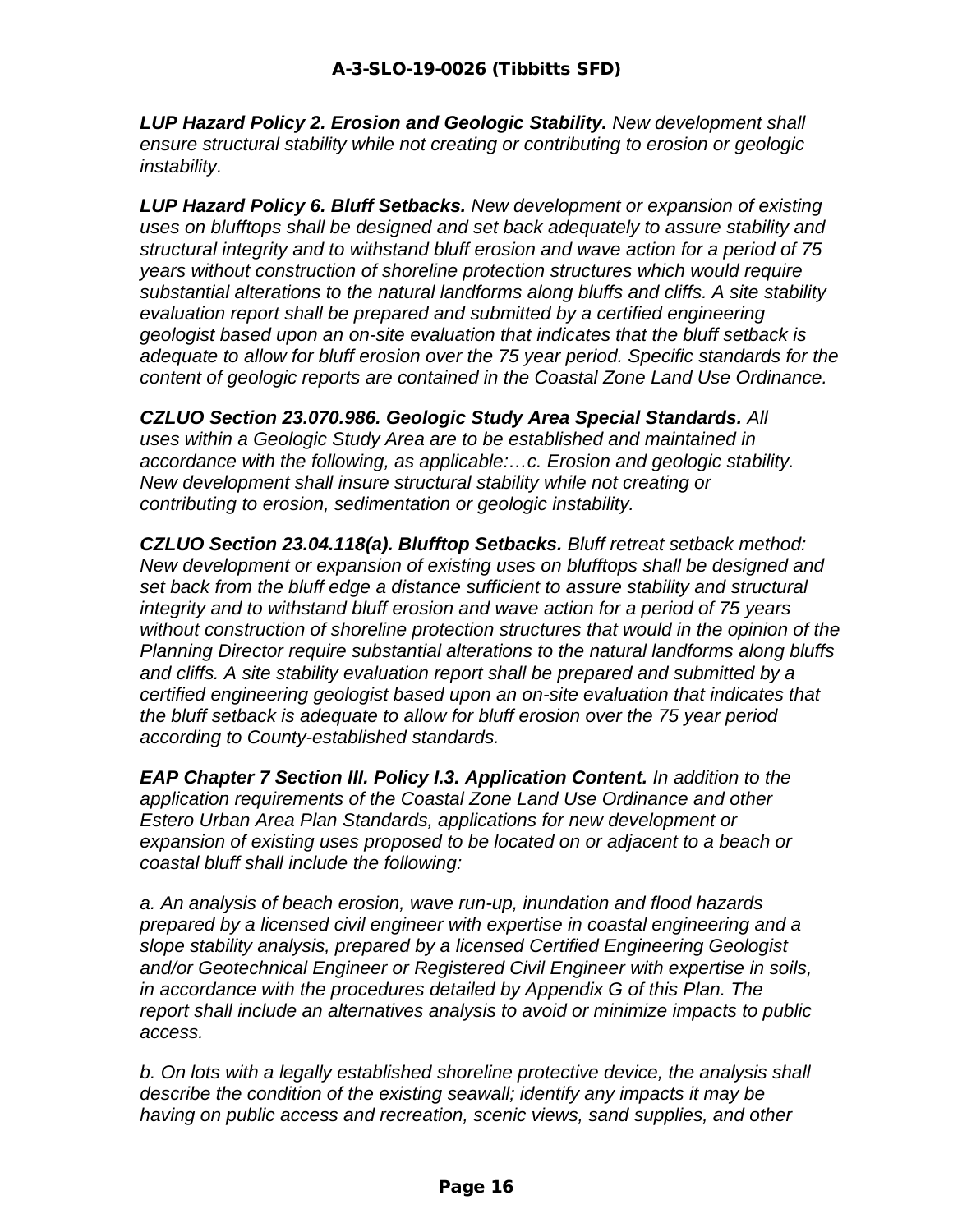***LUP Hazard Policy 2. Erosion and Geologic Stability.*** *New development shall ensure structural stability while not creating or contributing to erosion or geologic instability.*

***LUP Hazard Policy 6. Bluff Setbacks.*** *New development or expansion of existing uses on blufftops shall be designed and set back adequately to assure stability and structural integrity and to withstand bluff erosion and wave action for a period of 75 years without construction of shoreline protection structures which would require substantial alterations to the natural landforms along bluffs and cliffs. A site stability evaluation report shall be prepared and submitted by a certified engineering geologist based upon an on-site evaluation that indicates that the bluff setback is adequate to allow for bluff erosion over the 75 year period. Specific standards for the content of geologic reports are contained in the Coastal Zone Land Use Ordinance.*

***CZLUO Section 23.070.986. Geologic Study Area Special Standards.*** *All uses within a Geologic Study Area are to be established and maintained in accordance with the following, as applicable:…c. Erosion and geologic stability. New development shall insure structural stability while not creating or contributing to erosion, sedimentation or geologic instability.*

***CZLUO Section 23.04.118(a). Blufftop Setbacks.*** *Bluff retreat setback method: New development or expansion of existing uses on blufftops shall be designed and set back from the bluff edge a distance sufficient to assure stability and structural integrity and to withstand bluff erosion and wave action for a period of 75 years without construction of shoreline protection structures that would in the opinion of the Planning Director require substantial alterations to the natural landforms along bluffs and cliffs. A site stability evaluation report shall be prepared and submitted by a certified engineering geologist based upon an on-site evaluation that indicates that the bluff setback is adequate to allow for bluff erosion over the 75 year period according to County-established standards.*

***EAP Chapter 7 Section III. Policy I.3. Application Content.*** *In addition to the application requirements of the Coastal Zone Land Use Ordinance and other Estero Urban Area Plan Standards, applications for new development or expansion of existing uses proposed to be located on or adjacent to a beach or coastal bluff shall include the following:*

*a. An analysis of beach erosion, wave run-up, inundation and flood hazards prepared by a licensed civil engineer with expertise in coastal engineering and a slope stability analysis, prepared by a licensed Certified Engineering Geologist and/or Geotechnical Engineer or Registered Civil Engineer with expertise in soils, in accordance with the procedures detailed by Appendix G of this Plan. The report shall include an alternatives analysis to avoid or minimize impacts to public access.*

*b. On lots with a legally established shoreline protective device, the analysis shall describe the condition of the existing seawall; identify any impacts it may be having on public access and recreation, scenic views, sand supplies, and other*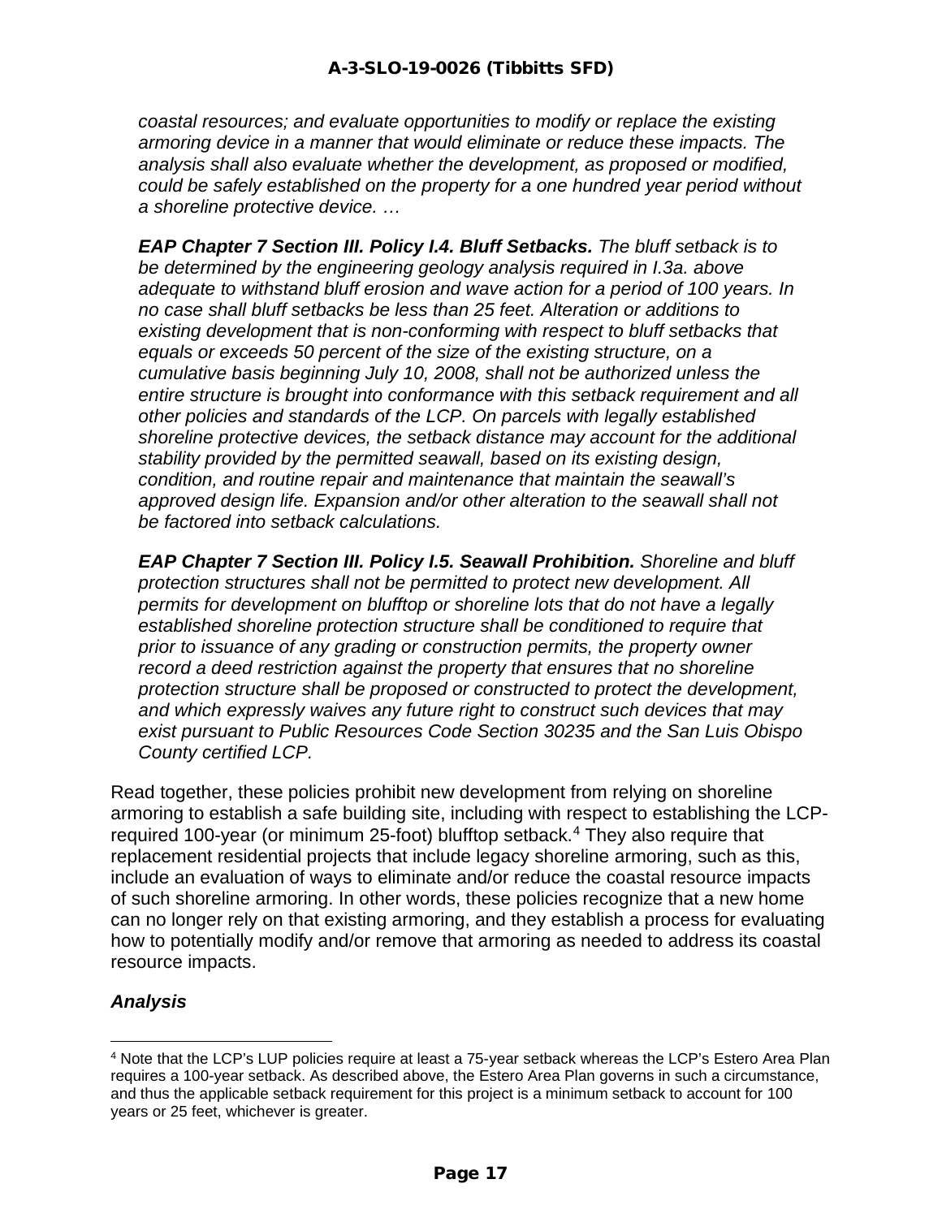*coastal resources; and evaluate opportunities to modify or replace the existing armoring device in a manner that would eliminate or reduce these impacts. The analysis shall also evaluate whether the development, as proposed or modified, could be safely established on the property for a one hundred year period without a shoreline protective device. …*

***EAP Chapter 7 Section III. Policy I.4. Bluff Setbacks.*** *The bluff setback is to be determined by the engineering geology analysis required in I.3a. above adequate to withstand bluff erosion and wave action for a period of 100 years. In no case shall bluff setbacks be less than 25 feet. Alteration or additions to existing development that is non-conforming with respect to bluff setbacks that equals or exceeds 50 percent of the size of the existing structure, on a cumulative basis beginning July 10, 2008, shall not be authorized unless the entire structure is brought into conformance with this setback requirement and all other policies and standards of the LCP. On parcels with legally established shoreline protective devices, the setback distance may account for the additional stability provided by the permitted seawall, based on its existing design, condition, and routine repair and maintenance that maintain the seawall's approved design life. Expansion and/or other alteration to the seawall shall not be factored into setback calculations.*

***EAP Chapter 7 Section III. Policy I.5. Seawall Prohibition.*** *Shoreline and bluff protection structures shall not be permitted to protect new development. All permits for development on blufftop or shoreline lots that do not have a legally established shoreline protection structure shall be conditioned to require that prior to issuance of any grading or construction permits, the property owner record a deed restriction against the property that ensures that no shoreline protection structure shall be proposed or constructed to protect the development, and which expressly waives any future right to construct such devices that may exist pursuant to Public Resources Code Section 30235 and the San Luis Obispo County certified LCP.*

Read together, these policies prohibit new development from relying on shoreline armoring to establish a safe building site, including with respect to establishing the LCP-required 100-year (or minimum 25-foot) blufftop setback.[4] They also require that replacement residential projects that include legacy shoreline armoring, such as this, include an evaluation of ways to eliminate and/or reduce the coastal resource impacts of such shoreline armoring. In other words, these policies recognize that a new home can no longer rely on that existing armoring, and they establish a process for evaluating how to potentially modify and/or remove that armoring as needed to address its coastal resource impacts.

### *Analysis*

[4] Note that the LCP's LUP policies require at least a 75-year setback whereas the LCP's Estero Area Plan requires a 100-year setback. As described above, the Estero Area Plan governs in such a circumstance, and thus the applicable setback requirement for this project is a minimum setback to account for 100 years or 25 feet, whichever is greater.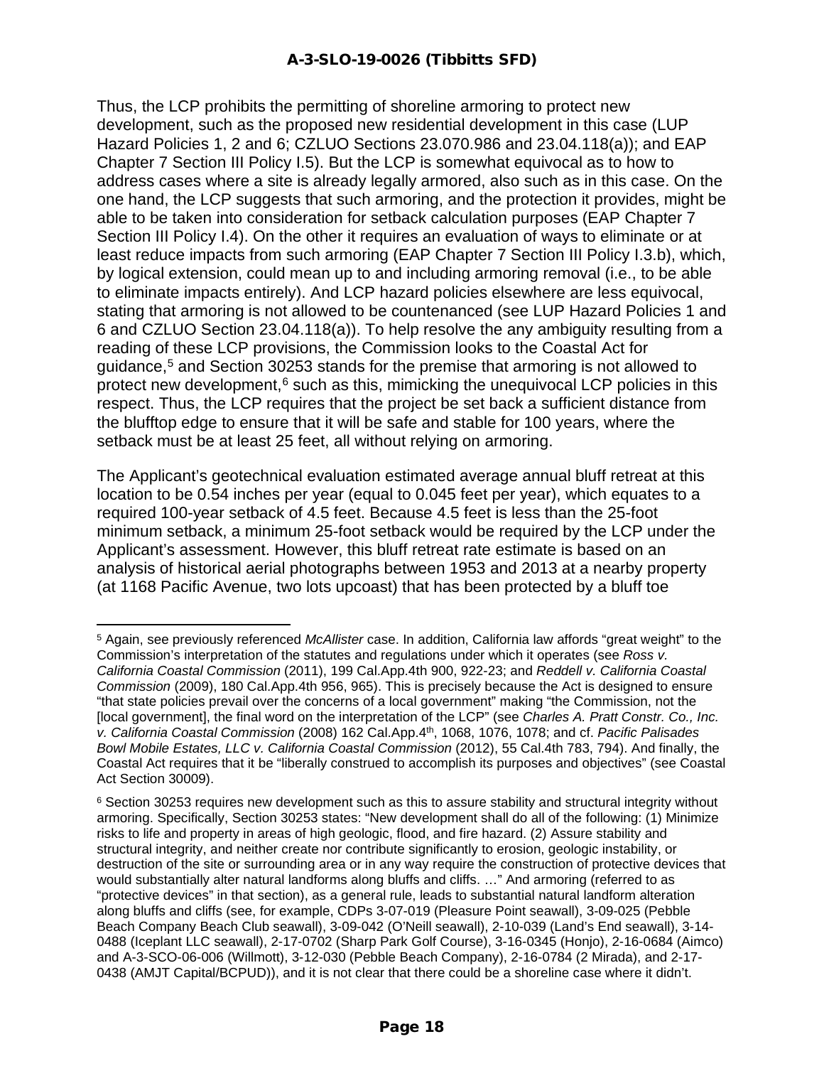Thus, the LCP prohibits the permitting of shoreline armoring to protect new development, such as the proposed new residential development in this case (LUP Hazard Policies 1, 2 and 6; CZLUO Sections 23.070.986 and 23.04.118(a)); and EAP Chapter 7 Section III Policy I.5). But the LCP is somewhat equivocal as to how to address cases where a site is already legally armored, also such as in this case. On the one hand, the LCP suggests that such armoring, and the protection it provides, might be able to be taken into consideration for setback calculation purposes (EAP Chapter 7 Section III Policy I.4). On the other it requires an evaluation of ways to eliminate or at least reduce impacts from such armoring (EAP Chapter 7 Section III Policy I.3.b), which, by logical extension, could mean up to and including armoring removal (i.e., to be able to eliminate impacts entirely). And LCP hazard policies elsewhere are less equivocal, stating that armoring is not allowed to be countenanced (see LUP Hazard Policies 1 and 6 and CZLUO Section 23.04.118(a)). To help resolve the any ambiguity resulting from a reading of these LCP provisions, the Commission looks to the Coastal Act for guidance,[5] and Section 30253 stands for the premise that armoring is not allowed to protect new development,[6] such as this, mimicking the unequivocal LCP policies in this respect. Thus, the LCP requires that the project be set back a sufficient distance from the blufftop edge to ensure that it will be safe and stable for 100 years, where the setback must be at least 25 feet, all without relying on armoring.

The Applicant's geotechnical evaluation estimated average annual bluff retreat at this location to be 0.54 inches per year (equal to 0.045 feet per year), which equates to a required 100-year setback of 4.5 feet. Because 4.5 feet is less than the 25-foot minimum setback, a minimum 25-foot setback would be required by the LCP under the Applicant's assessment. However, this bluff retreat rate estimate is based on an analysis of historical aerial photographs between 1953 and 2013 at a nearby property (at 1168 Pacific Avenue, two lots upcoast) that has been protected by a bluff toe

---

[5] Again, see previously referenced *McAllister* case. In addition, California law affords "great weight" to the Commission's interpretation of the statutes and regulations under which it operates (see *Ross v. California Coastal Commission* (2011), 199 Cal.App.4th 900, 922-23; and *Reddell v. California Coastal Commission* (2009), 180 Cal.App.4th 956, 965). This is precisely because the Act is designed to ensure "that state policies prevail over the concerns of a local government" making "the Commission, not the [local government], the final word on the interpretation of the LCP" (see *Charles A. Pratt Constr. Co., Inc. v. California Coastal Commission* (2008) 162 Cal.App.4th, 1068, 1076, 1078; and cf. *Pacific Palisades Bowl Mobile Estates, LLC v. California Coastal Commission* (2012), 55 Cal.4th 783, 794). And finally, the Coastal Act requires that it be "liberally construed to accomplish its purposes and objectives" (see Coastal Act Section 30009).

[6] Section 30253 requires new development such as this to assure stability and structural integrity without armoring. Specifically, Section 30253 states: "New development shall do all of the following: (1) Minimize risks to life and property in areas of high geologic, flood, and fire hazard. (2) Assure stability and structural integrity, and neither create nor contribute significantly to erosion, geologic instability, or destruction of the site or surrounding area or in any way require the construction of protective devices that would substantially alter natural landforms along bluffs and cliffs. …" And armoring (referred to as "protective devices" in that section), as a general rule, leads to substantial natural landform alteration along bluffs and cliffs (see, for example, CDPs 3-07-019 (Pleasure Point seawall), 3-09-025 (Pebble Beach Company Beach Club seawall), 3-09-042 (O'Neill seawall), 2-10-039 (Land's End seawall), 3-14-0488 (Iceplant LLC seawall), 2-17-0702 (Sharp Park Golf Course), 3-16-0345 (Honjo), 2-16-0684 (Aimco) and A-3-SCO-06-006 (Willmott), 3-12-030 (Pebble Beach Company), 2-16-0784 (2 Mirada), and 2-17-0438 (AMJT Capital/BCPUD)), and it is not clear that there could be a shoreline case where it didn't.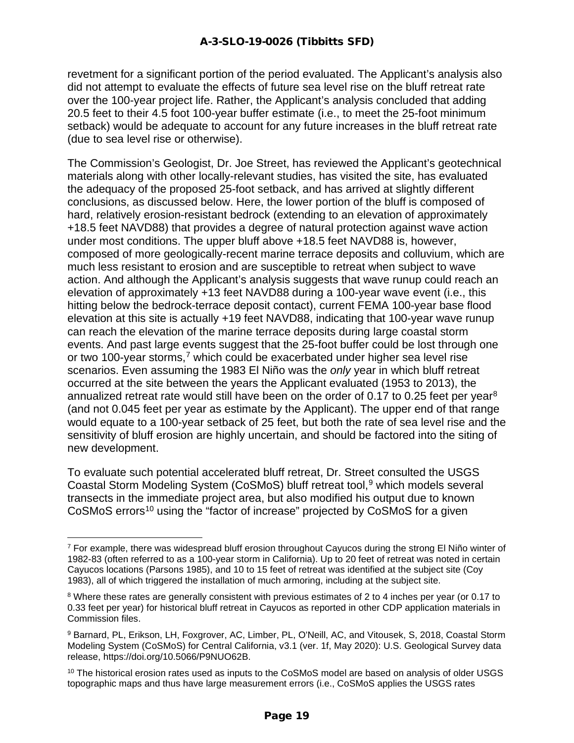revetment for a significant portion of the period evaluated. The Applicant's analysis also did not attempt to evaluate the effects of future sea level rise on the bluff retreat rate over the 100-year project life. Rather, the Applicant's analysis concluded that adding 20.5 feet to their 4.5 foot 100-year buffer estimate (i.e., to meet the 25-foot minimum setback) would be adequate to account for any future increases in the bluff retreat rate (due to sea level rise or otherwise).

The Commission's Geologist, Dr. Joe Street, has reviewed the Applicant's geotechnical materials along with other locally-relevant studies, has visited the site, has evaluated the adequacy of the proposed 25-foot setback, and has arrived at slightly different conclusions, as discussed below. Here, the lower portion of the bluff is composed of hard, relatively erosion-resistant bedrock (extending to an elevation of approximately +18.5 feet NAVD88) that provides a degree of natural protection against wave action under most conditions. The upper bluff above +18.5 feet NAVD88 is, however, composed of more geologically-recent marine terrace deposits and colluvium, which are much less resistant to erosion and are susceptible to retreat when subject to wave action. And although the Applicant's analysis suggests that wave runup could reach an elevation of approximately +13 feet NAVD88 during a 100-year wave event (i.e., this hitting below the bedrock-terrace deposit contact), current FEMA 100-year base flood elevation at this site is actually +19 feet NAVD88, indicating that 100-year wave runup can reach the elevation of the marine terrace deposits during large coastal storm events. And past large events suggest that the 25-foot buffer could be lost through one or two 100-year storms,[7] which could be exacerbated under higher sea level rise scenarios. Even assuming the 1983 El Niño was the *only* year in which bluff retreat occurred at the site between the years the Applicant evaluated (1953 to 2013), the annualized retreat rate would still have been on the order of 0.17 to 0.25 feet per year[8] (and not 0.045 feet per year as estimate by the Applicant). The upper end of that range would equate to a 100-year setback of 25 feet, but both the rate of sea level rise and the sensitivity of bluff erosion are highly uncertain, and should be factored into the siting of new development.

To evaluate such potential accelerated bluff retreat, Dr. Street consulted the USGS Coastal Storm Modeling System (CoSMoS) bluff retreat tool,[9] which models several transects in the immediate project area, but also modified his output due to known CoSMoS errors[10] using the "factor of increase" projected by CoSMoS for a given

---

[7] For example, there was widespread bluff erosion throughout Cayucos during the strong El Niño winter of 1982-83 (often referred to as a 100-year storm in California). Up to 20 feet of retreat was noted in certain Cayucos locations (Parsons 1985), and 10 to 15 feet of retreat was identified at the subject site (Coy 1983), all of which triggered the installation of much armoring, including at the subject site.

[8] Where these rates are generally consistent with previous estimates of 2 to 4 inches per year (or 0.17 to 0.33 feet per year) for historical bluff retreat in Cayucos as reported in other CDP application materials in Commission files.

[9] Barnard, PL, Erikson, LH, Foxgrover, AC, Limber, PL, O'Neill, AC, and Vitousek, S, 2018, Coastal Storm Modeling System (CoSMoS) for Central California, v3.1 (ver. 1f, May 2020): U.S. Geological Survey data release, https://doi.org/10.5066/P9NUO62B.

[10] The historical erosion rates used as inputs to the CoSMoS model are based on analysis of older USGS topographic maps and thus have large measurement errors (i.e., CoSMoS applies the USGS rates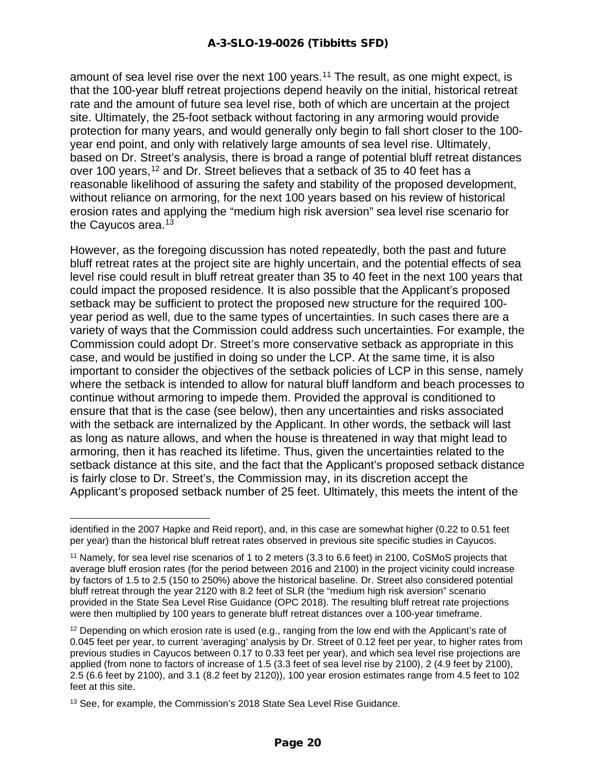amount of sea level rise over the next 100 years.[11] The result, as one might expect, is that the 100-year bluff retreat projections depend heavily on the initial, historical retreat rate and the amount of future sea level rise, both of which are uncertain at the project site. Ultimately, the 25-foot setback without factoring in any armoring would provide protection for many years, and would generally only begin to fall short closer to the 100-year end point, and only with relatively large amounts of sea level rise. Ultimately, based on Dr. Street's analysis, there is broad a range of potential bluff retreat distances over 100 years,[12] and Dr. Street believes that a setback of 35 to 40 feet has a reasonable likelihood of assuring the safety and stability of the proposed development, without reliance on armoring, for the next 100 years based on his review of historical erosion rates and applying the "medium high risk aversion" sea level rise scenario for the Cayucos area.[13]

However, as the foregoing discussion has noted repeatedly, both the past and future bluff retreat rates at the project site are highly uncertain, and the potential effects of sea level rise could result in bluff retreat greater than 35 to 40 feet in the next 100 years that could impact the proposed residence. It is also possible that the Applicant's proposed setback may be sufficient to protect the proposed new structure for the required 100-year period as well, due to the same types of uncertainties. In such cases there are a variety of ways that the Commission could address such uncertainties. For example, the Commission could adopt Dr. Street's more conservative setback as appropriate in this case, and would be justified in doing so under the LCP. At the same time, it is also important to consider the objectives of the setback policies of LCP in this sense, namely where the setback is intended to allow for natural bluff landform and beach processes to continue without armoring to impede them. Provided the approval is conditioned to ensure that that is the case (see below), then any uncertainties and risks associated with the setback are internalized by the Applicant. In other words, the setback will last as long as nature allows, and when the house is threatened in way that might lead to armoring, then it has reached its lifetime. Thus, given the uncertainties related to the setback distance at this site, and the fact that the Applicant's proposed setback distance is fairly close to Dr. Street's, the Commission may, in its discretion accept the Applicant's proposed setback number of 25 feet. Ultimately, this meets the intent of the

---

identified in the 2007 Hapke and Reid report), and, in this case are somewhat higher (0.22 to 0.51 feet per year) than the historical bluff retreat rates observed in previous site specific studies in Cayucos.

[11] Namely, for sea level rise scenarios of 1 to 2 meters (3.3 to 6.6 feet) in 2100, CoSMoS projects that average bluff erosion rates (for the period between 2016 and 2100) in the project vicinity could increase by factors of 1.5 to 2.5 (150 to 250%) above the historical baseline. Dr. Street also considered potential bluff retreat through the year 2120 with 8.2 feet of SLR (the "medium high risk aversion" scenario provided in the State Sea Level Rise Guidance (OPC 2018). The resulting bluff retreat rate projections were then multiplied by 100 years to generate bluff retreat distances over a 100-year timeframe.

[12] Depending on which erosion rate is used (e.g., ranging from the low end with the Applicant's rate of 0.045 feet per year, to current 'averaging' analysis by Dr. Street of 0.12 feet per year, to higher rates from previous studies in Cayucos between 0.17 to 0.33 feet per year), and which sea level rise projections are applied (from none to factors of increase of 1.5 (3.3 feet of sea level rise by 2100), 2 (4.9 feet by 2100), 2.5 (6.6 feet by 2100), and 3.1 (8.2 feet by 2120)), 100 year erosion estimates range from 4.5 feet to 102 feet at this site.

[13] See, for example, the Commission's 2018 State Sea Level Rise Guidance.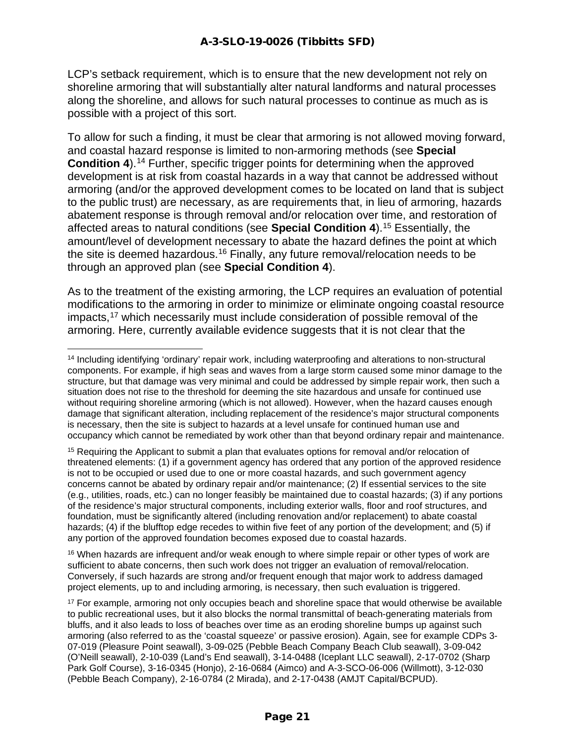LCP's setback requirement, which is to ensure that the new development not rely on shoreline armoring that will substantially alter natural landforms and natural processes along the shoreline, and allows for such natural processes to continue as much as is possible with a project of this sort.

To allow for such a finding, it must be clear that armoring is not allowed moving forward, and coastal hazard response is limited to non-armoring methods (see **Special Condition 4**).[14] Further, specific trigger points for determining when the approved development is at risk from coastal hazards in a way that cannot be addressed without armoring (and/or the approved development comes to be located on land that is subject to the public trust) are necessary, as are requirements that, in lieu of armoring, hazards abatement response is through removal and/or relocation over time, and restoration of affected areas to natural conditions (see **Special Condition 4**).[15] Essentially, the amount/level of development necessary to abate the hazard defines the point at which the site is deemed hazardous.[16] Finally, any future removal/relocation needs to be through an approved plan (see **Special Condition 4**).

As to the treatment of the existing armoring, the LCP requires an evaluation of potential modifications to the armoring in order to minimize or eliminate ongoing coastal resource impacts,[17] which necessarily must include consideration of possible removal of the armoring. Here, currently available evidence suggests that it is not clear that the

---

[14] Including identifying 'ordinary' repair work, including waterproofing and alterations to non-structural components. For example, if high seas and waves from a large storm caused some minor damage to the structure, but that damage was very minimal and could be addressed by simple repair work, then such a situation does not rise to the threshold for deeming the site hazardous and unsafe for continued use without requiring shoreline armoring (which is not allowed). However, when the hazard causes enough damage that significant alteration, including replacement of the residence's major structural components is necessary, then the site is subject to hazards at a level unsafe for continued human use and occupancy which cannot be remediated by work other than that beyond ordinary repair and maintenance.

[15] Requiring the Applicant to submit a plan that evaluates options for removal and/or relocation of threatened elements: (1) if a government agency has ordered that any portion of the approved residence is not to be occupied or used due to one or more coastal hazards, and such government agency concerns cannot be abated by ordinary repair and/or maintenance; (2) If essential services to the site (e.g., utilities, roads, etc.) can no longer feasibly be maintained due to coastal hazards; (3) if any portions of the residence's major structural components, including exterior walls, floor and roof structures, and foundation, must be significantly altered (including renovation and/or replacement) to abate coastal hazards; (4) if the blufftop edge recedes to within five feet of any portion of the development; and (5) if any portion of the approved foundation becomes exposed due to coastal hazards.

[16] When hazards are infrequent and/or weak enough to where simple repair or other types of work are sufficient to abate concerns, then such work does not trigger an evaluation of removal/relocation. Conversely, if such hazards are strong and/or frequent enough that major work to address damaged project elements, up to and including armoring, is necessary, then such evaluation is triggered.

[17] For example, armoring not only occupies beach and shoreline space that would otherwise be available to public recreational uses, but it also blocks the normal transmittal of beach-generating materials from bluffs, and it also leads to loss of beaches over time as an eroding shoreline bumps up against such armoring (also referred to as the 'coastal squeeze' or passive erosion). Again, see for example CDPs 3-07-019 (Pleasure Point seawall), 3-09-025 (Pebble Beach Company Beach Club seawall), 3-09-042 (O'Neill seawall), 2-10-039 (Land's End seawall), 3-14-0488 (Iceplant LLC seawall), 2-17-0702 (Sharp Park Golf Course), 3-16-0345 (Honjo), 2-16-0684 (Aimco) and A-3-SCO-06-006 (Willmott), 3-12-030 (Pebble Beach Company), 2-16-0784 (2 Mirada), and 2-17-0438 (AMJT Capital/BCPUD).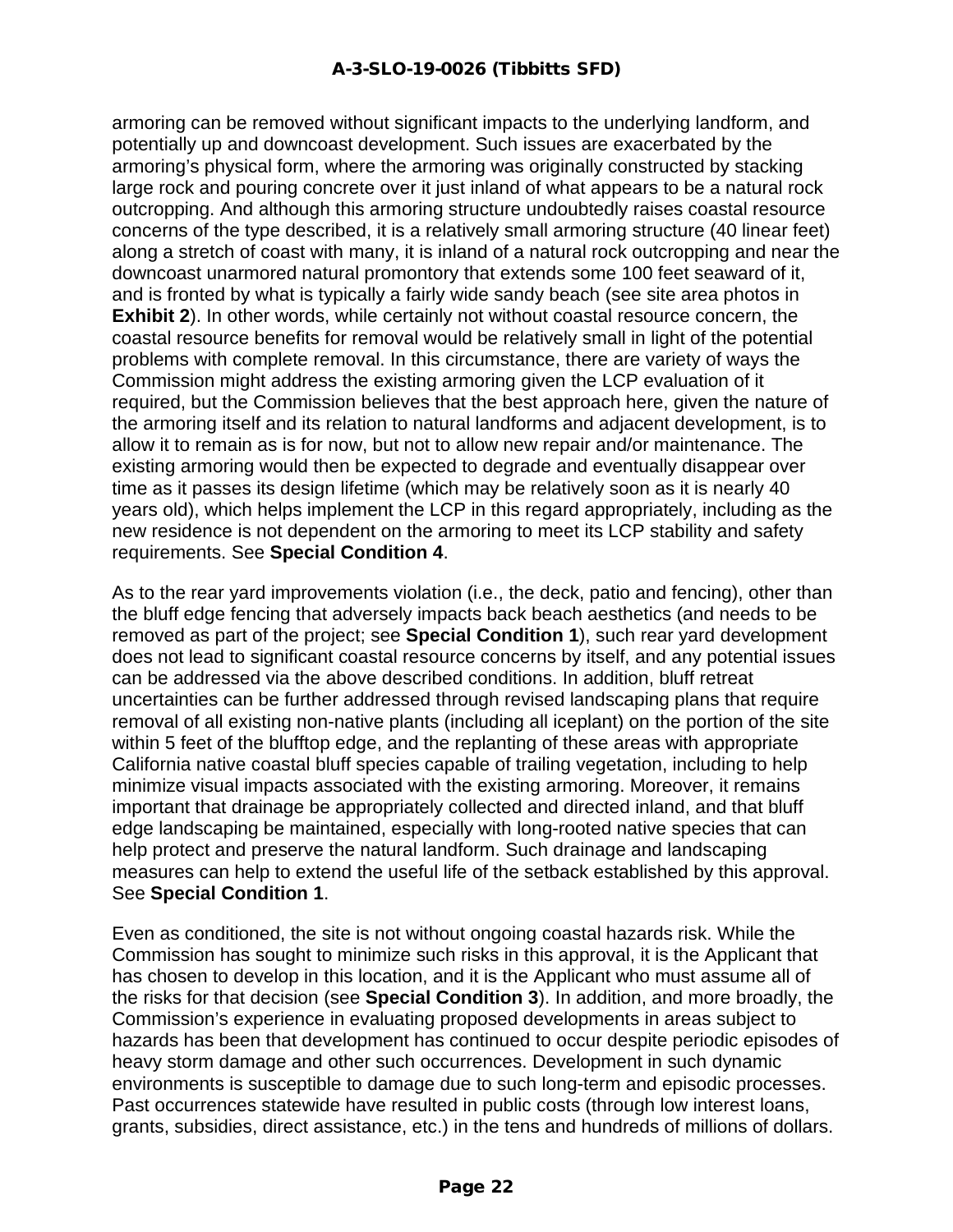armoring can be removed without significant impacts to the underlying landform, and potentially up and downcoast development. Such issues are exacerbated by the armoring's physical form, where the armoring was originally constructed by stacking large rock and pouring concrete over it just inland of what appears to be a natural rock outcropping. And although this armoring structure undoubtedly raises coastal resource concerns of the type described, it is a relatively small armoring structure (40 linear feet) along a stretch of coast with many, it is inland of a natural rock outcropping and near the downcoast unarmored natural promontory that extends some 100 feet seaward of it, and is fronted by what is typically a fairly wide sandy beach (see site area photos in **Exhibit 2**). In other words, while certainly not without coastal resource concern, the coastal resource benefits for removal would be relatively small in light of the potential problems with complete removal. In this circumstance, there are variety of ways the Commission might address the existing armoring given the LCP evaluation of it required, but the Commission believes that the best approach here, given the nature of the armoring itself and its relation to natural landforms and adjacent development, is to allow it to remain as is for now, but not to allow new repair and/or maintenance. The existing armoring would then be expected to degrade and eventually disappear over time as it passes its design lifetime (which may be relatively soon as it is nearly 40 years old), which helps implement the LCP in this regard appropriately, including as the new residence is not dependent on the armoring to meet its LCP stability and safety requirements. See **Special Condition 4**.

As to the rear yard improvements violation (i.e., the deck, patio and fencing), other than the bluff edge fencing that adversely impacts back beach aesthetics (and needs to be removed as part of the project; see **Special Condition 1**), such rear yard development does not lead to significant coastal resource concerns by itself, and any potential issues can be addressed via the above described conditions. In addition, bluff retreat uncertainties can be further addressed through revised landscaping plans that require removal of all existing non-native plants (including all iceplant) on the portion of the site within 5 feet of the blufftop edge, and the replanting of these areas with appropriate California native coastal bluff species capable of trailing vegetation, including to help minimize visual impacts associated with the existing armoring. Moreover, it remains important that drainage be appropriately collected and directed inland, and that bluff edge landscaping be maintained, especially with long-rooted native species that can help protect and preserve the natural landform. Such drainage and landscaping measures can help to extend the useful life of the setback established by this approval. See **Special Condition 1**.

Even as conditioned, the site is not without ongoing coastal hazards risk. While the Commission has sought to minimize such risks in this approval, it is the Applicant that has chosen to develop in this location, and it is the Applicant who must assume all of the risks for that decision (see **Special Condition 3**). In addition, and more broadly, the Commission's experience in evaluating proposed developments in areas subject to hazards has been that development has continued to occur despite periodic episodes of heavy storm damage and other such occurrences. Development in such dynamic environments is susceptible to damage due to such long-term and episodic processes. Past occurrences statewide have resulted in public costs (through low interest loans, grants, subsidies, direct assistance, etc.) in the tens and hundreds of millions of dollars.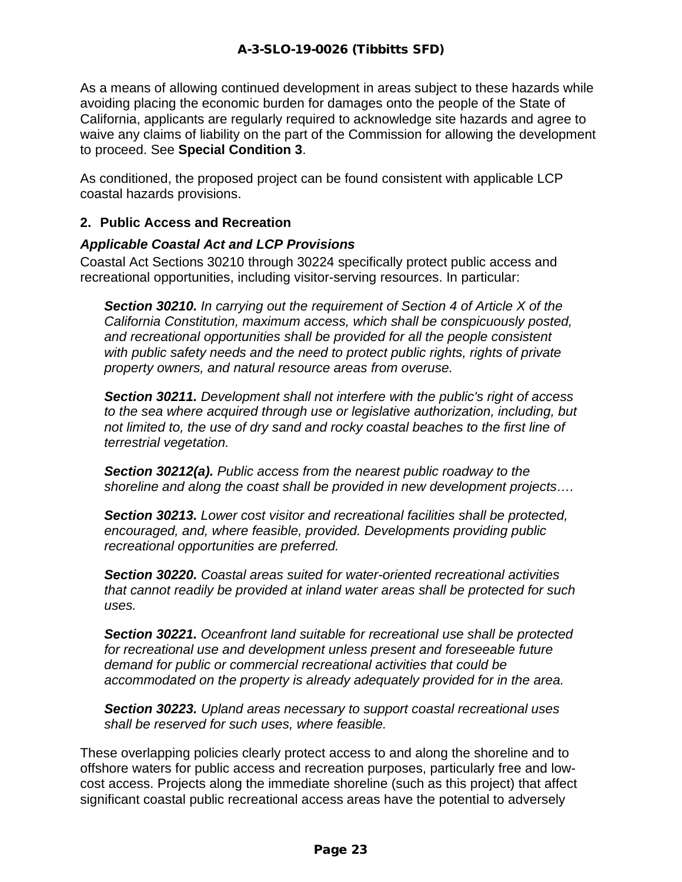As a means of allowing continued development in areas subject to these hazards while avoiding placing the economic burden for damages onto the people of the State of California, applicants are regularly required to acknowledge site hazards and agree to waive any claims of liability on the part of the Commission for allowing the development to proceed. See **Special Condition 3**.

As conditioned, the proposed project can be found consistent with applicable LCP coastal hazards provisions.

### 2. Public Access and Recreation

***Applicable Coastal Act and LCP Provisions***

Coastal Act Sections 30210 through 30224 specifically protect public access and recreational opportunities, including visitor-serving resources. In particular:

> ***Section 30210.*** *In carrying out the requirement of Section 4 of Article X of the California Constitution, maximum access, which shall be conspicuously posted, and recreational opportunities shall be provided for all the people consistent with public safety needs and the need to protect public rights, rights of private property owners, and natural resource areas from overuse.*
>
> ***Section 30211.*** *Development shall not interfere with the public's right of access to the sea where acquired through use or legislative authorization, including, but not limited to, the use of dry sand and rocky coastal beaches to the first line of terrestrial vegetation.*
>
> ***Section 30212(a).*** *Public access from the nearest public roadway to the shoreline and along the coast shall be provided in new development projects….*
>
> ***Section 30213.*** *Lower cost visitor and recreational facilities shall be protected, encouraged, and, where feasible, provided. Developments providing public recreational opportunities are preferred.*
>
> ***Section 30220.*** *Coastal areas suited for water-oriented recreational activities that cannot readily be provided at inland water areas shall be protected for such uses.*
>
> ***Section 30221.*** *Oceanfront land suitable for recreational use shall be protected for recreational use and development unless present and foreseeable future demand for public or commercial recreational activities that could be accommodated on the property is already adequately provided for in the area.*
>
> ***Section 30223.*** *Upland areas necessary to support coastal recreational uses shall be reserved for such uses, where feasible.*

These overlapping policies clearly protect access to and along the shoreline and to offshore waters for public access and recreation purposes, particularly free and low-cost access. Projects along the immediate shoreline (such as this project) that affect significant coastal public recreational access areas have the potential to adversely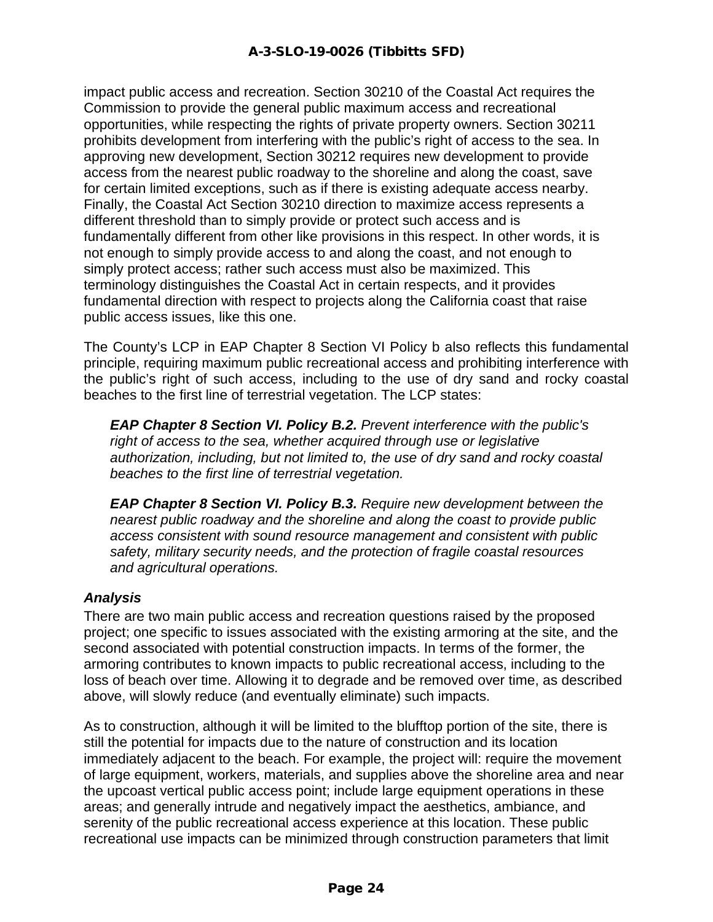impact public access and recreation. Section 30210 of the Coastal Act requires the Commission to provide the general public maximum access and recreational opportunities, while respecting the rights of private property owners. Section 30211 prohibits development from interfering with the public's right of access to the sea. In approving new development, Section 30212 requires new development to provide access from the nearest public roadway to the shoreline and along the coast, save for certain limited exceptions, such as if there is existing adequate access nearby. Finally, the Coastal Act Section 30210 direction to maximize access represents a different threshold than to simply provide or protect such access and is fundamentally different from other like provisions in this respect. In other words, it is not enough to simply provide access to and along the coast, and not enough to simply protect access; rather such access must also be maximized. This terminology distinguishes the Coastal Act in certain respects, and it provides fundamental direction with respect to projects along the California coast that raise public access issues, like this one.

The County's LCP in EAP Chapter 8 Section VI Policy b also reflects this fundamental principle, requiring maximum public recreational access and prohibiting interference with the public's right of such access, including to the use of dry sand and rocky coastal beaches to the first line of terrestrial vegetation. The LCP states:

> ***EAP Chapter 8 Section VI. Policy B.2.*** *Prevent interference with the public's right of access to the sea, whether acquired through use or legislative authorization, including, but not limited to, the use of dry sand and rocky coastal beaches to the first line of terrestrial vegetation.*
>
> ***EAP Chapter 8 Section VI. Policy B.3.*** *Require new development between the nearest public roadway and the shoreline and along the coast to provide public access consistent with sound resource management and consistent with public safety, military security needs, and the protection of fragile coastal resources and agricultural operations.*

***Analysis***

There are two main public access and recreation questions raised by the proposed project; one specific to issues associated with the existing armoring at the site, and the second associated with potential construction impacts. In terms of the former, the armoring contributes to known impacts to public recreational access, including to the loss of beach over time. Allowing it to degrade and be removed over time, as described above, will slowly reduce (and eventually eliminate) such impacts.

As to construction, although it will be limited to the blufftop portion of the site, there is still the potential for impacts due to the nature of construction and its location immediately adjacent to the beach. For example, the project will: require the movement of large equipment, workers, materials, and supplies above the shoreline area and near the upcoast vertical public access point; include large equipment operations in these areas; and generally intrude and negatively impact the aesthetics, ambiance, and serenity of the public recreational access experience at this location. These public recreational use impacts can be minimized through construction parameters that limit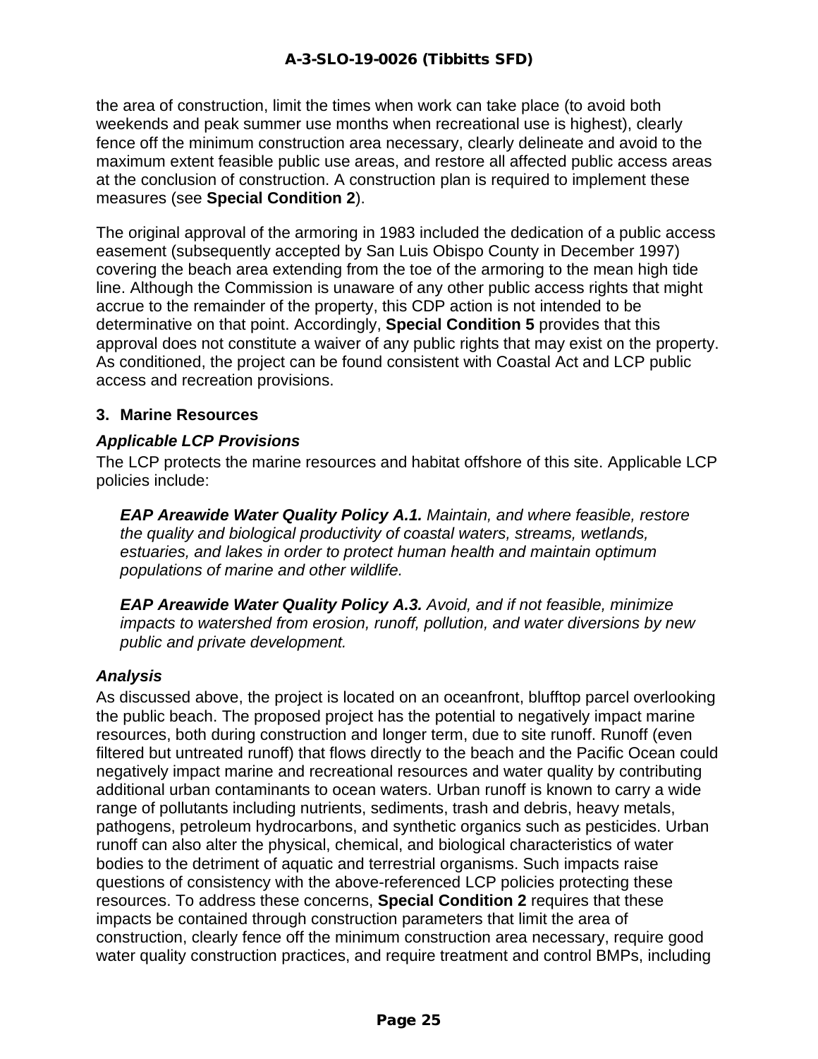the area of construction, limit the times when work can take place (to avoid both weekends and peak summer use months when recreational use is highest), clearly fence off the minimum construction area necessary, clearly delineate and avoid to the maximum extent feasible public use areas, and restore all affected public access areas at the conclusion of construction. A construction plan is required to implement these measures (see **Special Condition 2**).

The original approval of the armoring in 1983 included the dedication of a public access easement (subsequently accepted by San Luis Obispo County in December 1997) covering the beach area extending from the toe of the armoring to the mean high tide line. Although the Commission is unaware of any other public access rights that might accrue to the remainder of the property, this CDP action is not intended to be determinative on that point. Accordingly, **Special Condition 5** provides that this approval does not constitute a waiver of any public rights that may exist on the property. As conditioned, the project can be found consistent with Coastal Act and LCP public access and recreation provisions.

### 3. Marine Resources

#### *Applicable LCP Provisions*

The LCP protects the marine resources and habitat offshore of this site. Applicable LCP policies include:

> ***EAP Areawide Water Quality Policy A.1.*** *Maintain, and where feasible, restore the quality and biological productivity of coastal waters, streams, wetlands, estuaries, and lakes in order to protect human health and maintain optimum populations of marine and other wildlife.*
>
> ***EAP Areawide Water Quality Policy A.3.*** *Avoid, and if not feasible, minimize impacts to watershed from erosion, runoff, pollution, and water diversions by new public and private development.*

#### *Analysis*

As discussed above, the project is located on an oceanfront, blufftop parcel overlooking the public beach. The proposed project has the potential to negatively impact marine resources, both during construction and longer term, due to site runoff. Runoff (even filtered but untreated runoff) that flows directly to the beach and the Pacific Ocean could negatively impact marine and recreational resources and water quality by contributing additional urban contaminants to ocean waters. Urban runoff is known to carry a wide range of pollutants including nutrients, sediments, trash and debris, heavy metals, pathogens, petroleum hydrocarbons, and synthetic organics such as pesticides. Urban runoff can also alter the physical, chemical, and biological characteristics of water bodies to the detriment of aquatic and terrestrial organisms. Such impacts raise questions of consistency with the above-referenced LCP policies protecting these resources. To address these concerns, **Special Condition 2** requires that these impacts be contained through construction parameters that limit the area of construction, clearly fence off the minimum construction area necessary, require good water quality construction practices, and require treatment and control BMPs, including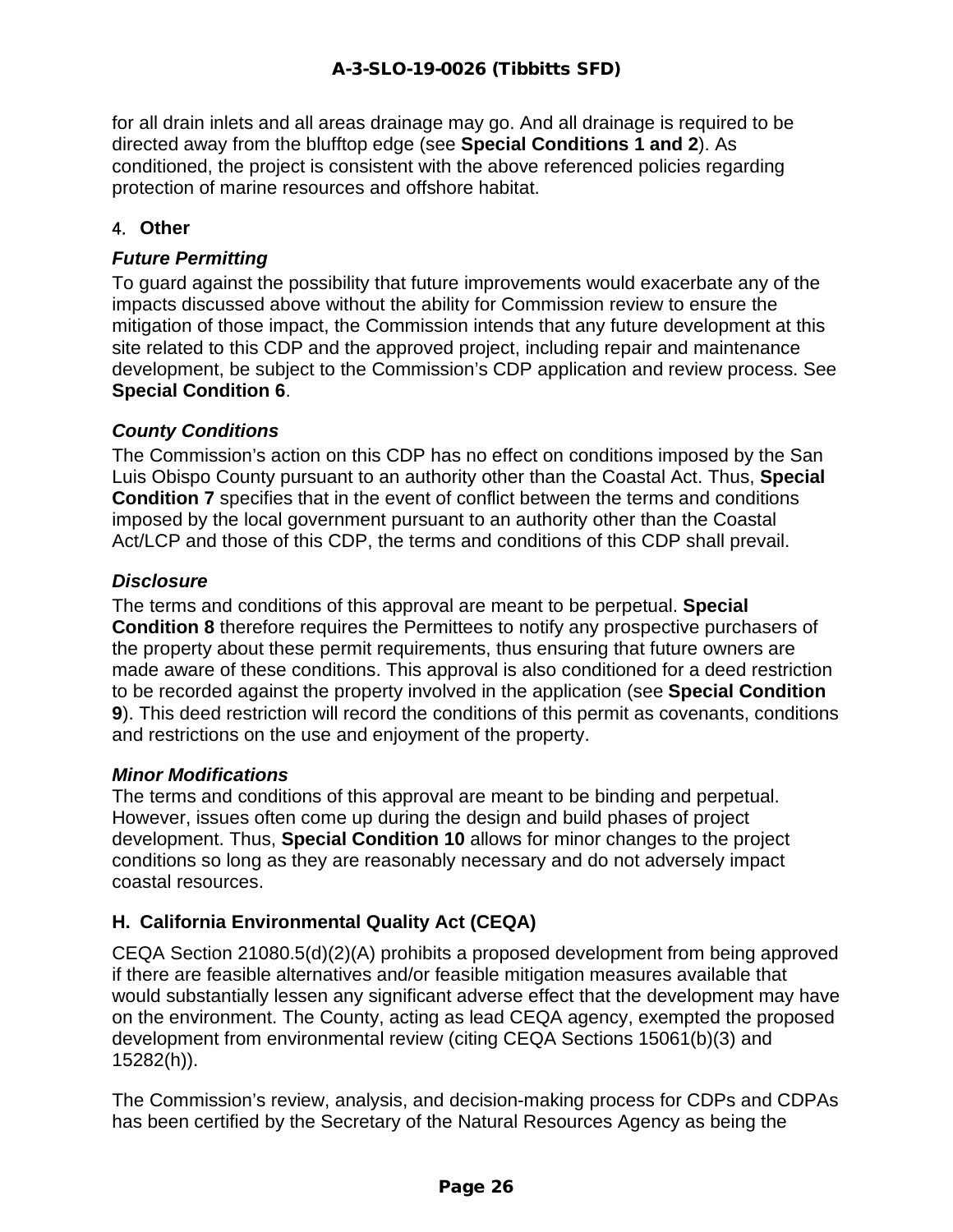for all drain inlets and all areas drainage may go. And all drainage is required to be directed away from the blufftop edge (see **Special Conditions 1 and 2**). As conditioned, the project is consistent with the above referenced policies regarding protection of marine resources and offshore habitat.

### 4. Other

***Future Permitting***

To guard against the possibility that future improvements would exacerbate any of the impacts discussed above without the ability for Commission review to ensure the mitigation of those impact, the Commission intends that any future development at this site related to this CDP and the approved project, including repair and maintenance development, be subject to the Commission's CDP application and review process. See **Special Condition 6**.

***County Conditions***

The Commission's action on this CDP has no effect on conditions imposed by the San Luis Obispo County pursuant to an authority other than the Coastal Act. Thus, **Special Condition 7** specifies that in the event of conflict between the terms and conditions imposed by the local government pursuant to an authority other than the Coastal Act/LCP and those of this CDP, the terms and conditions of this CDP shall prevail.

***Disclosure***

The terms and conditions of this approval are meant to be perpetual. **Special Condition 8** therefore requires the Permittees to notify any prospective purchasers of the property about these permit requirements, thus ensuring that future owners are made aware of these conditions. This approval is also conditioned for a deed restriction to be recorded against the property involved in the application (see **Special Condition 9**). This deed restriction will record the conditions of this permit as covenants, conditions and restrictions on the use and enjoyment of the property.

***Minor Modifications***

The terms and conditions of this approval are meant to be binding and perpetual. However, issues often come up during the design and build phases of project development. Thus, **Special Condition 10** allows for minor changes to the project conditions so long as they are reasonably necessary and do not adversely impact coastal resources.

## H. California Environmental Quality Act (CEQA)

CEQA Section 21080.5(d)(2)(A) prohibits a proposed development from being approved if there are feasible alternatives and/or feasible mitigation measures available that would substantially lessen any significant adverse effect that the development may have on the environment. The County, acting as lead CEQA agency, exempted the proposed development from environmental review (citing CEQA Sections 15061(b)(3) and 15282(h)).

The Commission's review, analysis, and decision-making process for CDPs and CDPAs has been certified by the Secretary of the Natural Resources Agency as being the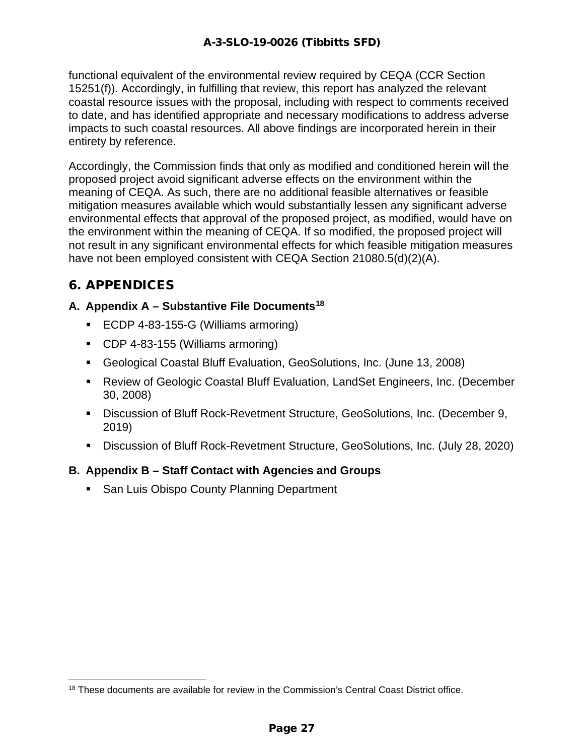functional equivalent of the environmental review required by CEQA (CCR Section 15251(f)). Accordingly, in fulfilling that review, this report has analyzed the relevant coastal resource issues with the proposal, including with respect to comments received to date, and has identified appropriate and necessary modifications to address adverse impacts to such coastal resources. All above findings are incorporated herein in their entirety by reference.

Accordingly, the Commission finds that only as modified and conditioned herein will the proposed project avoid significant adverse effects on the environment within the meaning of CEQA. As such, there are no additional feasible alternatives or feasible mitigation measures available which would substantially lessen any significant adverse environmental effects that approval of the proposed project, as modified, would have on the environment within the meaning of CEQA. If so modified, the proposed project will not result in any significant environmental effects for which feasible mitigation measures have not been employed consistent with CEQA Section 21080.5(d)(2)(A).

## 6. APPENDICES

### A. Appendix A – Substantive File Documents[18]

- ECDP 4-83-155-G (Williams armoring)
- CDP 4-83-155 (Williams armoring)
- Geological Coastal Bluff Evaluation, GeoSolutions, Inc. (June 13, 2008)
- Review of Geologic Coastal Bluff Evaluation, LandSet Engineers, Inc. (December 30, 2008)
- Discussion of Bluff Rock-Revetment Structure, GeoSolutions, Inc. (December 9, 2019)
- Discussion of Bluff Rock-Revetment Structure, GeoSolutions, Inc. (July 28, 2020)

### B. Appendix B – Staff Contact with Agencies and Groups

- San Luis Obispo County Planning Department

[18] These documents are available for review in the Commission's Central Coast District office.